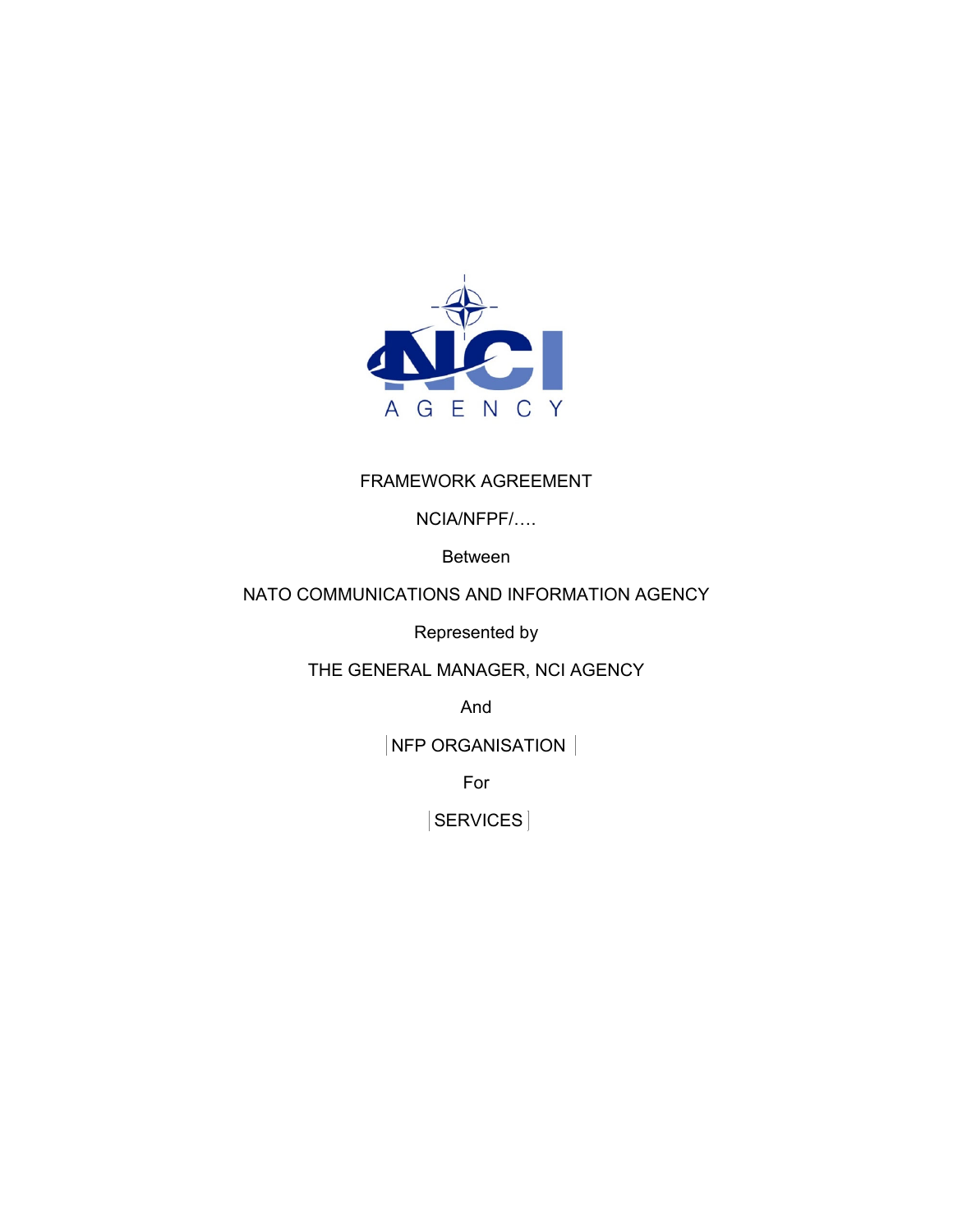NCI AGENCY

FRAMEWORK AGREEMENT

NCIA/NFPF/….

Between

NATO COMMUNICATIONS AND INFORMATION AGENCY

Represented by

THE GENERAL MANAGER, NCI AGENCY

And

NFP ORGANISATION

For

SERVICES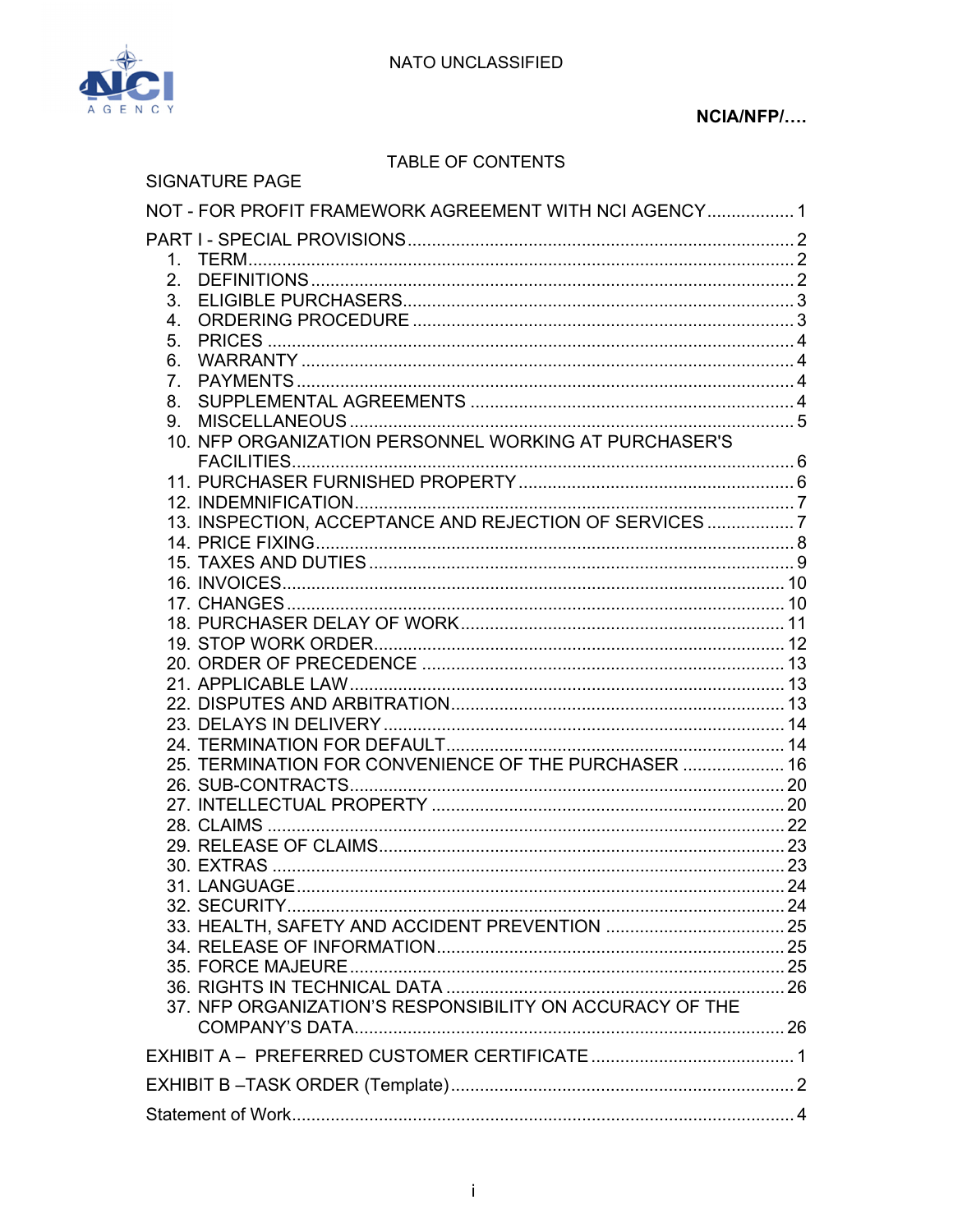NCIA/NFP/….

TABLE OF CONTENTS

SIGNATURE PAGE

NOT - FOR PROFIT FRAMEWORK AGREEMENT WITH NCI AGENCY .................. 1

PART I - SPECIAL PROVISIONS ................................................................ 2

1. TERM ................................................................................................ 2
2. DEFINITIONS ...................................................................................... 2
3. ELIGIBLE PURCHASERS ..................................................................... 3
4. ORDERING PROCEDURE ..................................................................... 3
5. PRICES .............................................................................................. 4
6. WARRANTY ........................................................................................ 4
7. PAYMENTS ......................................................................................... 4
8. SUPPLEMENTAL AGREEMENTS .......................................................... 4
9. MISCELLANEOUS ................................................................................ 5
10. NFP ORGANIZATION PERSONNEL WORKING AT PURCHASER'S FACILITIES ......................................................................................... 6
11. PURCHASER FURNISHED PROPERTY ................................................ 6
12. INDEMNIFICATION ............................................................................ 7
13. INSPECTION, ACCEPTANCE AND REJECTION OF SERVICES .................. 7
14. PRICE FIXING .................................................................................... 8
15. TAXES AND DUTIES ........................................................................... 9
16. INVOICES ......................................................................................... 10
17. CHANGES ......................................................................................... 10
18. PURCHASER DELAY OF WORK .......................................................... 11
19. STOP WORK ORDER ......................................................................... 12
20. ORDER OF PRECEDENCE ................................................................. 13
21. APPLICABLE LAW ............................................................................. 13
22. DISPUTES AND ARBITRATION ........................................................... 13
23. DELAYS IN DELIVERY ........................................................................ 14
24. TERMINATION FOR DEFAULT ............................................................ 14
25. TERMINATION FOR CONVENIENCE OF THE PURCHASER ..................... 16
26. SUB-CONTRACTS .............................................................................. 20
27. INTELLECTUAL PROPERTY ................................................................ 20
28. CLAIMS ............................................................................................ 22
29. RELEASE OF CLAIMS ........................................................................ 23
30. EXTRAS ........................................................................................... 23
31. LANGUAGE ...................................................................................... 24
32. SECURITY ........................................................................................ 24
33. HEALTH, SAFETY AND ACCIDENT PREVENTION ................................... 25
34. RELEASE OF INFORMATION .............................................................. 25
35. FORCE MAJEURE ............................................................................. 25
36. RIGHTS IN TECHNICAL DATA ............................................................ 26
37. NFP ORGANIZATION'S RESPONSIBILITY ON ACCURACY OF THE COMPANY'S DATA ............................................................................. 26

EXHIBIT A – PREFERRED CUSTOMER CERTIFICATE ..................................... 1

EXHIBIT B –TASK ORDER (Template) ............................................................ 2

Statement of Work .......................................................................................... 4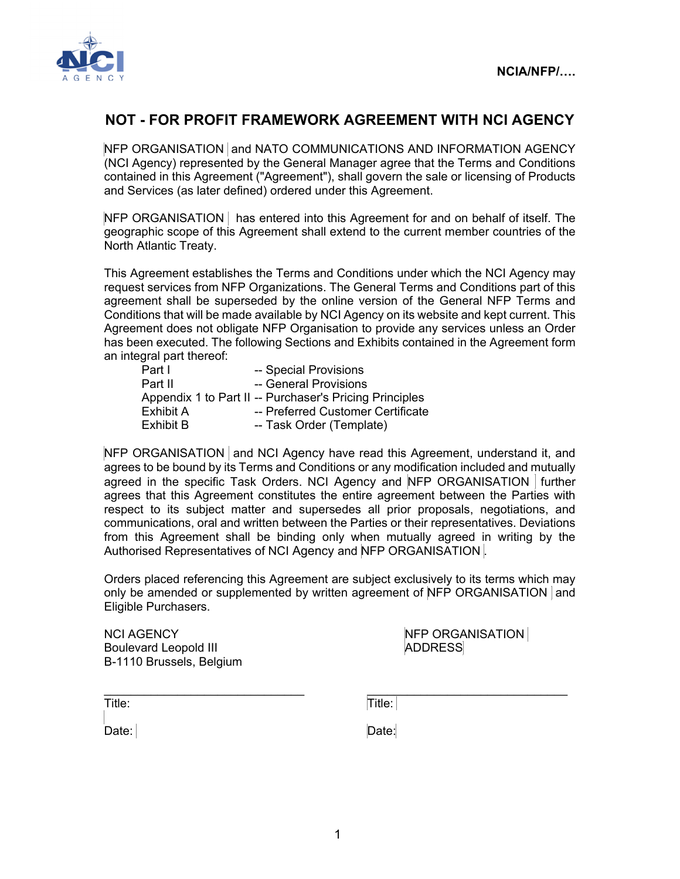NCIA/NFP/….

# NOT - FOR PROFIT FRAMEWORK AGREEMENT WITH NCI AGENCY

NFP ORGANISATION and NATO COMMUNICATIONS AND INFORMATION AGENCY (NCI Agency) represented by the General Manager agree that the Terms and Conditions contained in this Agreement ("Agreement"), shall govern the sale or licensing of Products and Services (as later defined) ordered under this Agreement.

NFP ORGANISATION has entered into this Agreement for and on behalf of itself. The geographic scope of this Agreement shall extend to the current member countries of the North Atlantic Treaty.

This Agreement establishes the Terms and Conditions under which the NCI Agency may request services from NFP Organizations. The General Terms and Conditions part of this agreement shall be superseded by the online version of the General NFP Terms and Conditions that will be made available by NCI Agency on its website and kept current. This Agreement does not obligate NFP Organisation to provide any services unless an Order has been executed. The following Sections and Exhibits contained in the Agreement form an integral part thereof:

| | |
|---|---|
| Part I | -- Special Provisions |
| Part II | -- General Provisions |
| Appendix 1 to Part II | -- Purchaser's Pricing Principles |
| Exhibit A | -- Preferred Customer Certificate |
| Exhibit B | -- Task Order (Template) |

NFP ORGANISATION and NCI Agency have read this Agreement, understand it, and agrees to be bound by its Terms and Conditions or any modification included and mutually agreed in the specific Task Orders. NCI Agency and NFP ORGANISATION further agrees that this Agreement constitutes the entire agreement between the Parties with respect to its subject matter and supersedes all prior proposals, negotiations, and communications, oral and written between the Parties or their representatives. Deviations from this Agreement shall be binding only when mutually agreed in writing by the Authorised Representatives of NCI Agency and NFP ORGANISATION.

Orders placed referencing this Agreement are subject exclusively to its terms which may only be amended or supplemented by written agreement of NFP ORGANISATION and Eligible Purchasers.

| NCI AGENCY | NFP ORGANISATION |
|---|---|
| Boulevard Leopold III | ADDRESS |
| B-1110 Brussels, Belgium | |
| \_\_\_\_\_\_\_\_\_\_\_\_\_\_\_\_\_\_\_\_\_\_\_\_\_\_\_\_\_\_ | \_\_\_\_\_\_\_\_\_\_\_\_\_\_\_\_\_\_\_\_\_\_\_\_\_\_\_\_\_\_ |
| Title: | Title: |
| Date: | Date: |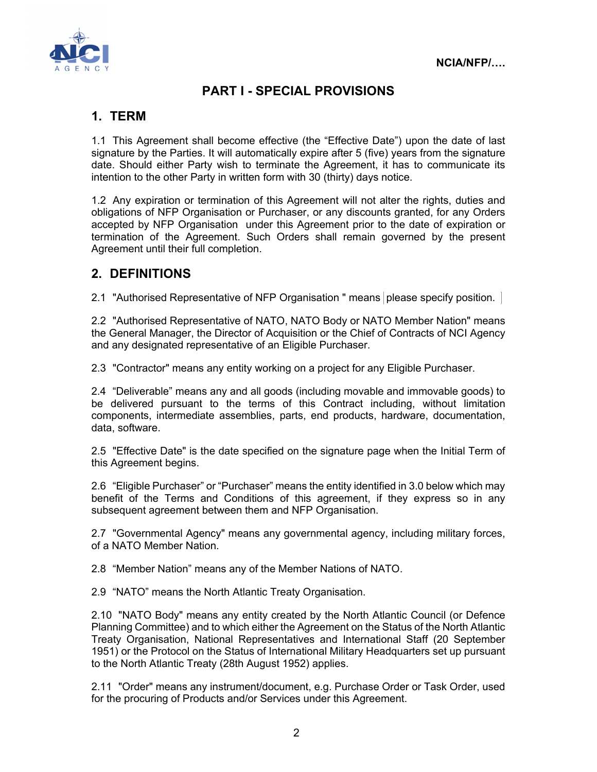# PART I - SPECIAL PROVISIONS

## 1. TERM

1.1 This Agreement shall become effective (the "Effective Date") upon the date of last signature by the Parties. It will automatically expire after 5 (five) years from the signature date. Should either Party wish to terminate the Agreement, it has to communicate its intention to the other Party in written form with 30 (thirty) days notice.

1.2 Any expiration or termination of this Agreement will not alter the rights, duties and obligations of NFP Organisation or Purchaser, or any discounts granted, for any Orders accepted by NFP Organisation under this Agreement prior to the date of expiration or termination of the Agreement. Such Orders shall remain governed by the present Agreement until their full completion.

## 2. DEFINITIONS

2.1 "Authorised Representative of NFP Organisation " means please specify position.

2.2 "Authorised Representative of NATO, NATO Body or NATO Member Nation" means the General Manager, the Director of Acquisition or the Chief of Contracts of NCI Agency and any designated representative of an Eligible Purchaser.

2.3 "Contractor" means any entity working on a project for any Eligible Purchaser.

2.4 "Deliverable" means any and all goods (including movable and immovable goods) to be delivered pursuant to the terms of this Contract including, without limitation components, intermediate assemblies, parts, end products, hardware, documentation, data, software.

2.5 "Effective Date" is the date specified on the signature page when the Initial Term of this Agreement begins.

2.6 "Eligible Purchaser" or "Purchaser" means the entity identified in 3.0 below which may benefit of the Terms and Conditions of this agreement, if they express so in any subsequent agreement between them and NFP Organisation.

2.7 "Governmental Agency" means any governmental agency, including military forces, of a NATO Member Nation.

2.8 "Member Nation" means any of the Member Nations of NATO.

2.9 "NATO" means the North Atlantic Treaty Organisation.

2.10 "NATO Body" means any entity created by the North Atlantic Council (or Defence Planning Committee) and to which either the Agreement on the Status of the North Atlantic Treaty Organisation, National Representatives and International Staff (20 September 1951) or the Protocol on the Status of International Military Headquarters set up pursuant to the North Atlantic Treaty (28th August 1952) applies.

2.11 "Order" means any instrument/document, e.g. Purchase Order or Task Order, used for the procuring of Products and/or Services under this Agreement.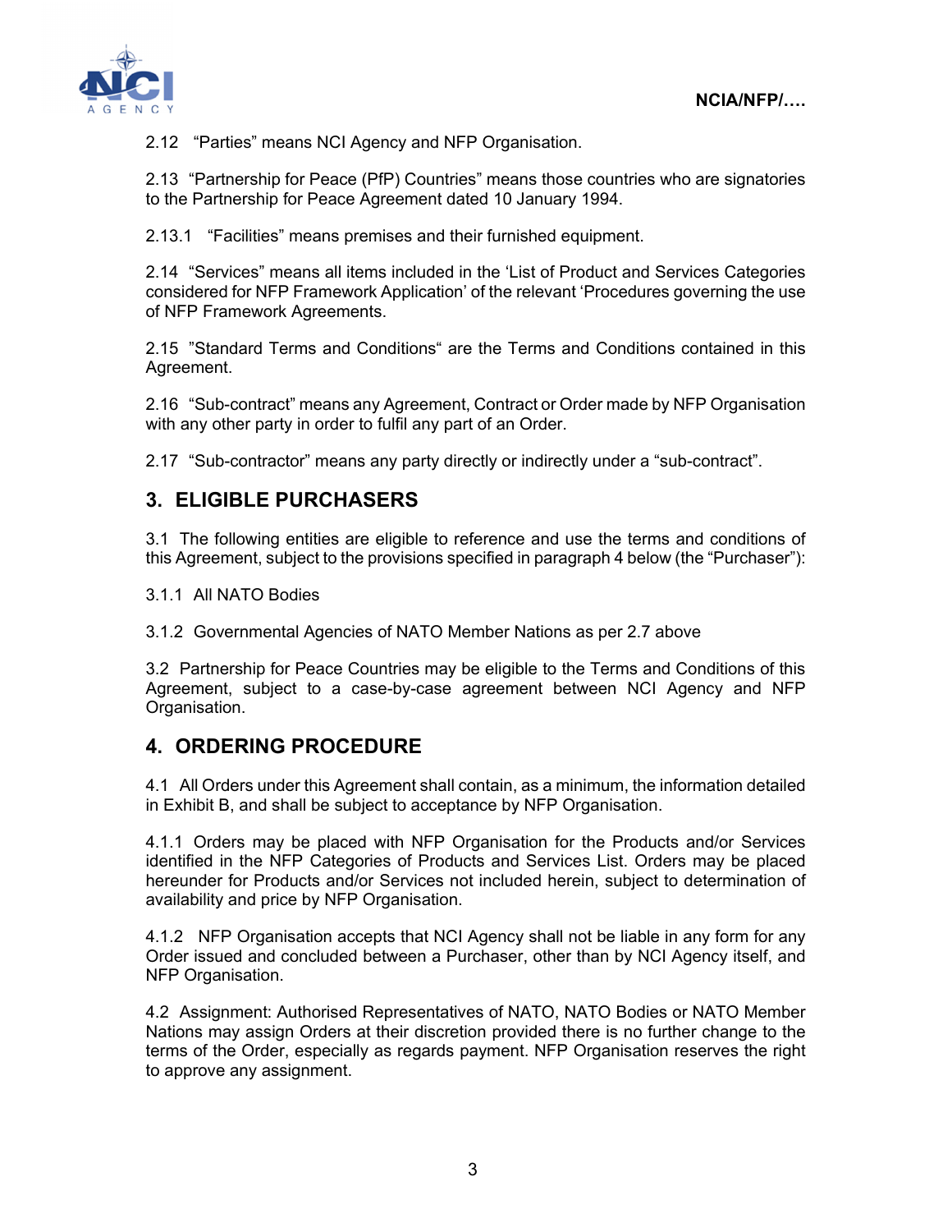2.12 “Parties” means NCI Agency and NFP Organisation.

2.13 “Partnership for Peace (PfP) Countries” means those countries who are signatories to the Partnership for Peace Agreement dated 10 January 1994.

2.13.1 “Facilities” means premises and their furnished equipment.

2.14 “Services” means all items included in the ‘List of Product and Services Categories considered for NFP Framework Application’ of the relevant ‘Procedures governing the use of NFP Framework Agreements.

2.15 ”Standard Terms and Conditions“ are the Terms and Conditions contained in this Agreement.

2.16 “Sub-contract” means any Agreement, Contract or Order made by NFP Organisation with any other party in order to fulfil any part of an Order.

2.17 “Sub-contractor” means any party directly or indirectly under a “sub-contract”.

## 3. ELIGIBLE PURCHASERS

3.1 The following entities are eligible to reference and use the terms and conditions of this Agreement, subject to the provisions specified in paragraph 4 below (the “Purchaser”):

3.1.1 All NATO Bodies

3.1.2 Governmental Agencies of NATO Member Nations as per 2.7 above

3.2 Partnership for Peace Countries may be eligible to the Terms and Conditions of this Agreement, subject to a case-by-case agreement between NCI Agency and NFP Organisation.

## 4. ORDERING PROCEDURE

4.1 All Orders under this Agreement shall contain, as a minimum, the information detailed in Exhibit B, and shall be subject to acceptance by NFP Organisation.

4.1.1 Orders may be placed with NFP Organisation for the Products and/or Services identified in the NFP Categories of Products and Services List. Orders may be placed hereunder for Products and/or Services not included herein, subject to determination of availability and price by NFP Organisation.

4.1.2 NFP Organisation accepts that NCI Agency shall not be liable in any form for any Order issued and concluded between a Purchaser, other than by NCI Agency itself, and NFP Organisation.

4.2 Assignment: Authorised Representatives of NATO, NATO Bodies or NATO Member Nations may assign Orders at their discretion provided there is no further change to the terms of the Order, especially as regards payment. NFP Organisation reserves the right to approve any assignment.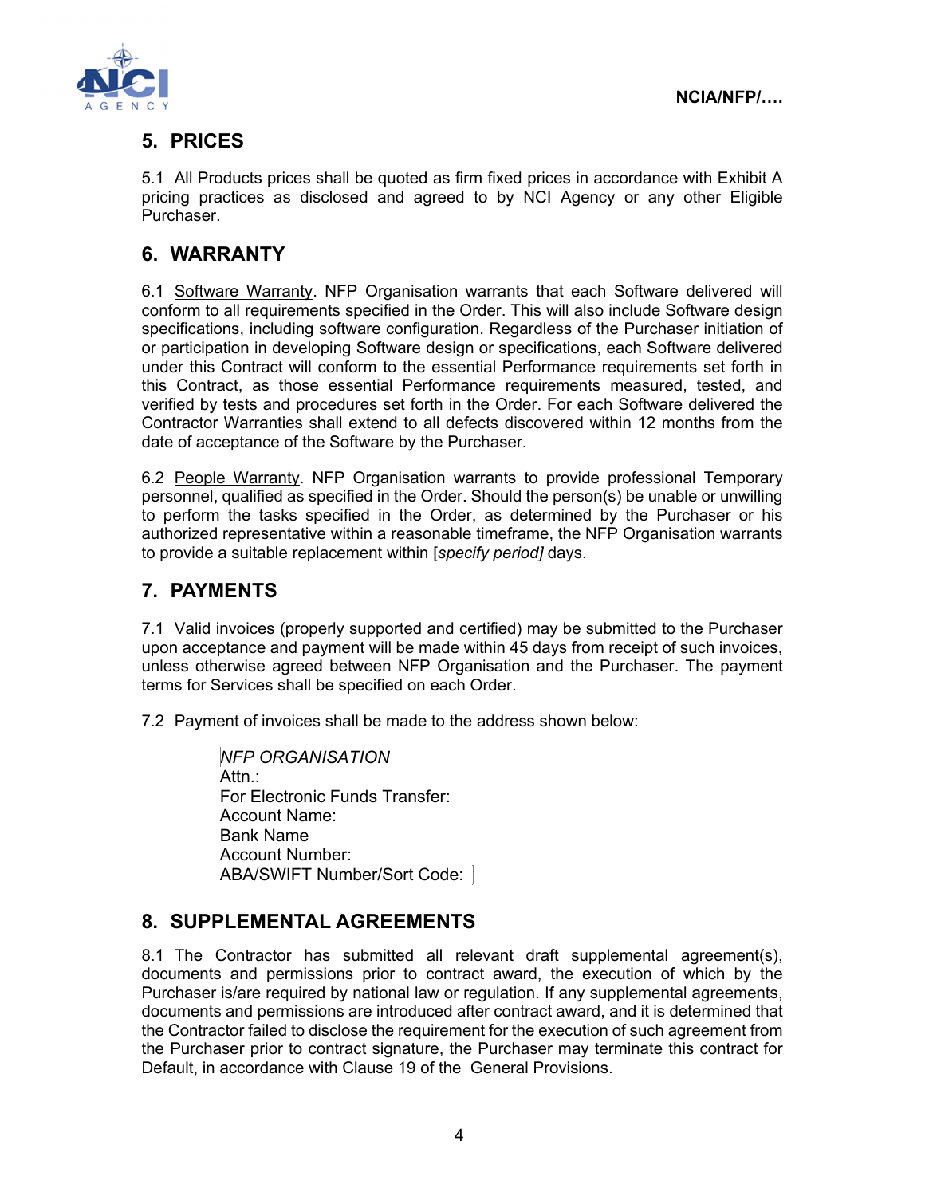## 5. PRICES

5.1 All Products prices shall be quoted as firm fixed prices in accordance with Exhibit A pricing practices as disclosed and agreed to by NCI Agency or any other Eligible Purchaser.

## 6. WARRANTY

6.1 Software Warranty. NFP Organisation warrants that each Software delivered will conform to all requirements specified in the Order. This will also include Software design specifications, including software configuration. Regardless of the Purchaser initiation of or participation in developing Software design or specifications, each Software delivered under this Contract will conform to the essential Performance requirements set forth in this Contract, as those essential Performance requirements measured, tested, and verified by tests and procedures set forth in the Order. For each Software delivered the Contractor Warranties shall extend to all defects discovered within 12 months from the date of acceptance of the Software by the Purchaser.

6.2 People Warranty. NFP Organisation warrants to provide professional Temporary personnel, qualified as specified in the Order. Should the person(s) be unable or unwilling to perform the tasks specified in the Order, as determined by the Purchaser or his authorized representative within a reasonable timeframe, the NFP Organisation warrants to provide a suitable replacement within [*specify period]* days.

## 7. PAYMENTS

7.1 Valid invoices (properly supported and certified) may be submitted to the Purchaser upon acceptance and payment will be made within 45 days from receipt of such invoices, unless otherwise agreed between NFP Organisation and the Purchaser. The payment terms for Services shall be specified on each Order.

7.2 Payment of invoices shall be made to the address shown below:

> *NFP ORGANISATION*
> Attn.:
> For Electronic Funds Transfer:
> Account Name:
> Bank Name
> Account Number:
> ABA/SWIFT Number/Sort Code:

## 8. SUPPLEMENTAL AGREEMENTS

8.1 The Contractor has submitted all relevant draft supplemental agreement(s), documents and permissions prior to contract award, the execution of which by the Purchaser is/are required by national law or regulation. If any supplemental agreements, documents and permissions are introduced after contract award, and it is determined that the Contractor failed to disclose the requirement for the execution of such agreement from the Purchaser prior to contract signature, the Purchaser may terminate this contract for Default, in accordance with Clause 19 of the General Provisions.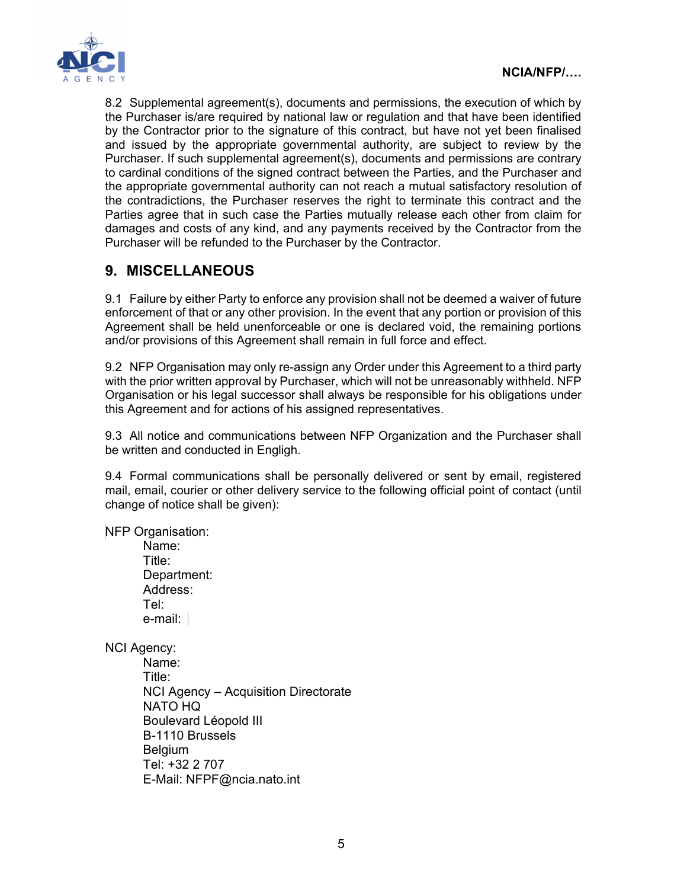8.2 Supplemental agreement(s), documents and permissions, the execution of which by the Purchaser is/are required by national law or regulation and that have been identified by the Contractor prior to the signature of this contract, but have not yet been finalised and issued by the appropriate governmental authority, are subject to review by the Purchaser. If such supplemental agreement(s), documents and permissions are contrary to cardinal conditions of the signed contract between the Parties, and the Purchaser and the appropriate governmental authority can not reach a mutual satisfactory resolution of the contradictions, the Purchaser reserves the right to terminate this contract and the Parties agree that in such case the Parties mutually release each other from claim for damages and costs of any kind, and any payments received by the Contractor from the Purchaser will be refunded to the Purchaser by the Contractor.

## 9. MISCELLANEOUS

9.1 Failure by either Party to enforce any provision shall not be deemed a waiver of future enforcement of that or any other provision. In the event that any portion or provision of this Agreement shall be held unenforceable or one is declared void, the remaining portions and/or provisions of this Agreement shall remain in full force and effect.

9.2 NFP Organisation may only re-assign any Order under this Agreement to a third party with the prior written approval by Purchaser, which will not be unreasonably withheld. NFP Organisation or his legal successor shall always be responsible for his obligations under this Agreement and for actions of his assigned representatives.

9.3 All notice and communications between NFP Organization and the Purchaser shall be written and conducted in Engligh.

9.4 Formal communications shall be personally delivered or sent by email, registered mail, email, courier or other delivery service to the following official point of contact (until change of notice shall be given):

NFP Organisation:

Name:
Title:
Department:
Address:
Tel:
e-mail:

NCI Agency:

Name:
Title:
NCI Agency – Acquisition Directorate
NATO HQ
Boulevard Léopold III
B-1110 Brussels
Belgium
Tel: +32 2 707
E-Mail: NFPF@ncia.nato.int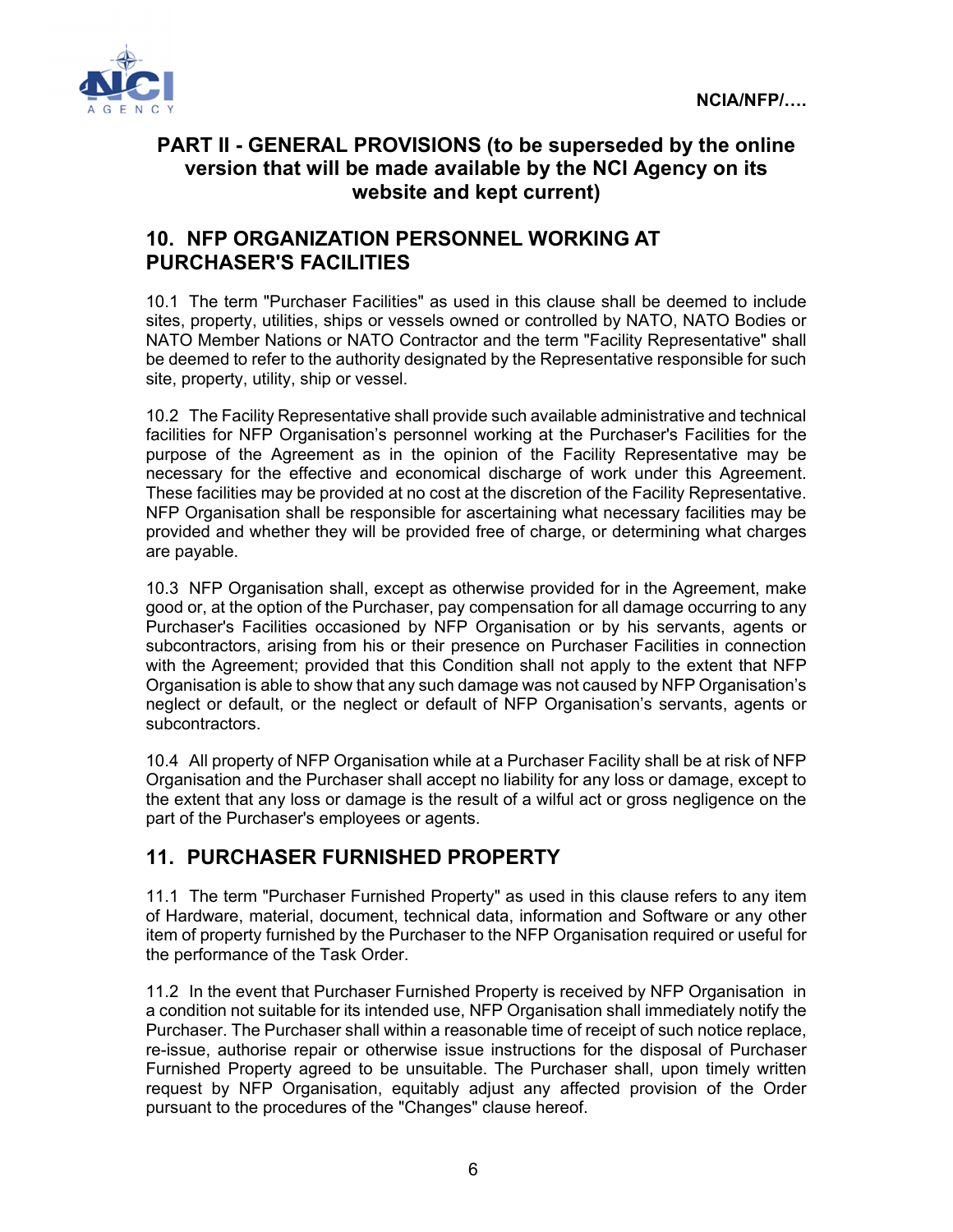# PART II - GENERAL PROVISIONS (to be superseded by the online version that will be made available by the NCI Agency on its website and kept current)

## 10. NFP ORGANIZATION PERSONNEL WORKING AT PURCHASER'S FACILITIES

10.1 The term "Purchaser Facilities" as used in this clause shall be deemed to include sites, property, utilities, ships or vessels owned or controlled by NATO, NATO Bodies or NATO Member Nations or NATO Contractor and the term "Facility Representative" shall be deemed to refer to the authority designated by the Representative responsible for such site, property, utility, ship or vessel.

10.2 The Facility Representative shall provide such available administrative and technical facilities for NFP Organisation's personnel working at the Purchaser's Facilities for the purpose of the Agreement as in the opinion of the Facility Representative may be necessary for the effective and economical discharge of work under this Agreement. These facilities may be provided at no cost at the discretion of the Facility Representative. NFP Organisation shall be responsible for ascertaining what necessary facilities may be provided and whether they will be provided free of charge, or determining what charges are payable.

10.3 NFP Organisation shall, except as otherwise provided for in the Agreement, make good or, at the option of the Purchaser, pay compensation for all damage occurring to any Purchaser's Facilities occasioned by NFP Organisation or by his servants, agents or subcontractors, arising from his or their presence on Purchaser Facilities in connection with the Agreement; provided that this Condition shall not apply to the extent that NFP Organisation is able to show that any such damage was not caused by NFP Organisation's neglect or default, or the neglect or default of NFP Organisation's servants, agents or subcontractors.

10.4 All property of NFP Organisation while at a Purchaser Facility shall be at risk of NFP Organisation and the Purchaser shall accept no liability for any loss or damage, except to the extent that any loss or damage is the result of a wilful act or gross negligence on the part of the Purchaser's employees or agents.

## 11. PURCHASER FURNISHED PROPERTY

11.1 The term "Purchaser Furnished Property" as used in this clause refers to any item of Hardware, material, document, technical data, information and Software or any other item of property furnished by the Purchaser to the NFP Organisation required or useful for the performance of the Task Order.

11.2 In the event that Purchaser Furnished Property is received by NFP Organisation in a condition not suitable for its intended use, NFP Organisation shall immediately notify the Purchaser. The Purchaser shall within a reasonable time of receipt of such notice replace, re-issue, authorise repair or otherwise issue instructions for the disposal of Purchaser Furnished Property agreed to be unsuitable. The Purchaser shall, upon timely written request by NFP Organisation, equitably adjust any affected provision of the Order pursuant to the procedures of the "Changes" clause hereof.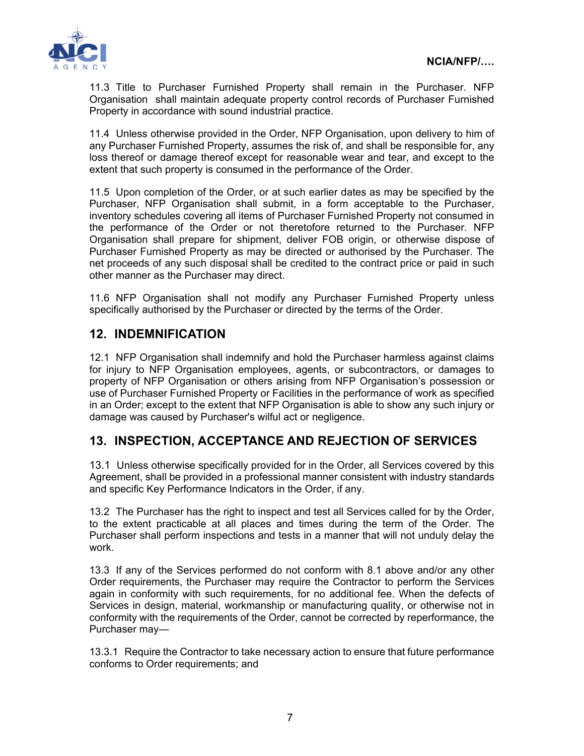11.3 Title to Purchaser Furnished Property shall remain in the Purchaser. NFP Organisation shall maintain adequate property control records of Purchaser Furnished Property in accordance with sound industrial practice.

11.4 Unless otherwise provided in the Order, NFP Organisation, upon delivery to him of any Purchaser Furnished Property, assumes the risk of, and shall be responsible for, any loss thereof or damage thereof except for reasonable wear and tear, and except to the extent that such property is consumed in the performance of the Order.

11.5 Upon completion of the Order, or at such earlier dates as may be specified by the Purchaser, NFP Organisation shall submit, in a form acceptable to the Purchaser, inventory schedules covering all items of Purchaser Furnished Property not consumed in the performance of the Order or not theretofore returned to the Purchaser. NFP Organisation shall prepare for shipment, deliver FOB origin, or otherwise dispose of Purchaser Furnished Property as may be directed or authorised by the Purchaser. The net proceeds of any such disposal shall be credited to the contract price or paid in such other manner as the Purchaser may direct.

11.6 NFP Organisation shall not modify any Purchaser Furnished Property unless specifically authorised by the Purchaser or directed by the terms of the Order.

## 12. INDEMNIFICATION

12.1 NFP Organisation shall indemnify and hold the Purchaser harmless against claims for injury to NFP Organisation employees, agents, or subcontractors, or damages to property of NFP Organisation or others arising from NFP Organisation's possession or use of Purchaser Furnished Property or Facilities in the performance of work as specified in an Order; except to the extent that NFP Organisation is able to show any such injury or damage was caused by Purchaser's wilful act or negligence.

## 13. INSPECTION, ACCEPTANCE AND REJECTION OF SERVICES

13.1 Unless otherwise specifically provided for in the Order, all Services covered by this Agreement, shall be provided in a professional manner consistent with industry standards and specific Key Performance Indicators in the Order, if any.

13.2 The Purchaser has the right to inspect and test all Services called for by the Order, to the extent practicable at all places and times during the term of the Order. The Purchaser shall perform inspections and tests in a manner that will not unduly delay the work.

13.3 If any of the Services performed do not conform with 8.1 above and/or any other Order requirements, the Purchaser may require the Contractor to perform the Services again in conformity with such requirements, for no additional fee. When the defects of Services in design, material, workmanship or manufacturing quality, or otherwise not in conformity with the requirements of the Order, cannot be corrected by reperformance, the Purchaser may—

13.3.1 Require the Contractor to take necessary action to ensure that future performance conforms to Order requirements; and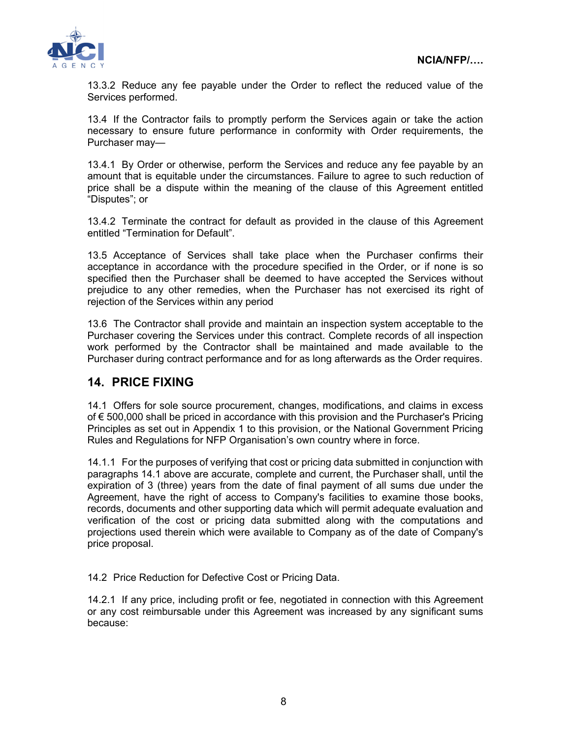13.3.2 Reduce any fee payable under the Order to reflect the reduced value of the Services performed.

13.4 If the Contractor fails to promptly perform the Services again or take the action necessary to ensure future performance in conformity with Order requirements, the Purchaser may—

13.4.1 By Order or otherwise, perform the Services and reduce any fee payable by an amount that is equitable under the circumstances. Failure to agree to such reduction of price shall be a dispute within the meaning of the clause of this Agreement entitled “Disputes”; or

13.4.2 Terminate the contract for default as provided in the clause of this Agreement entitled “Termination for Default”.

13.5 Acceptance of Services shall take place when the Purchaser confirms their acceptance in accordance with the procedure specified in the Order, or if none is so specified then the Purchaser shall be deemed to have accepted the Services without prejudice to any other remedies, when the Purchaser has not exercised its right of rejection of the Services within any period

13.6 The Contractor shall provide and maintain an inspection system acceptable to the Purchaser covering the Services under this contract. Complete records of all inspection work performed by the Contractor shall be maintained and made available to the Purchaser during contract performance and for as long afterwards as the Order requires.

## 14. PRICE FIXING

14.1 Offers for sole source procurement, changes, modifications, and claims in excess of € 500,000 shall be priced in accordance with this provision and the Purchaser's Pricing Principles as set out in Appendix 1 to this provision, or the National Government Pricing Rules and Regulations for NFP Organisation’s own country where in force.

14.1.1 For the purposes of verifying that cost or pricing data submitted in conjunction with paragraphs 14.1 above are accurate, complete and current, the Purchaser shall, until the expiration of 3 (three) years from the date of final payment of all sums due under the Agreement, have the right of access to Company's facilities to examine those books, records, documents and other supporting data which will permit adequate evaluation and verification of the cost or pricing data submitted along with the computations and projections used therein which were available to Company as of the date of Company's price proposal.

14.2 Price Reduction for Defective Cost or Pricing Data.

14.2.1 If any price, including profit or fee, negotiated in connection with this Agreement or any cost reimbursable under this Agreement was increased by any significant sums because: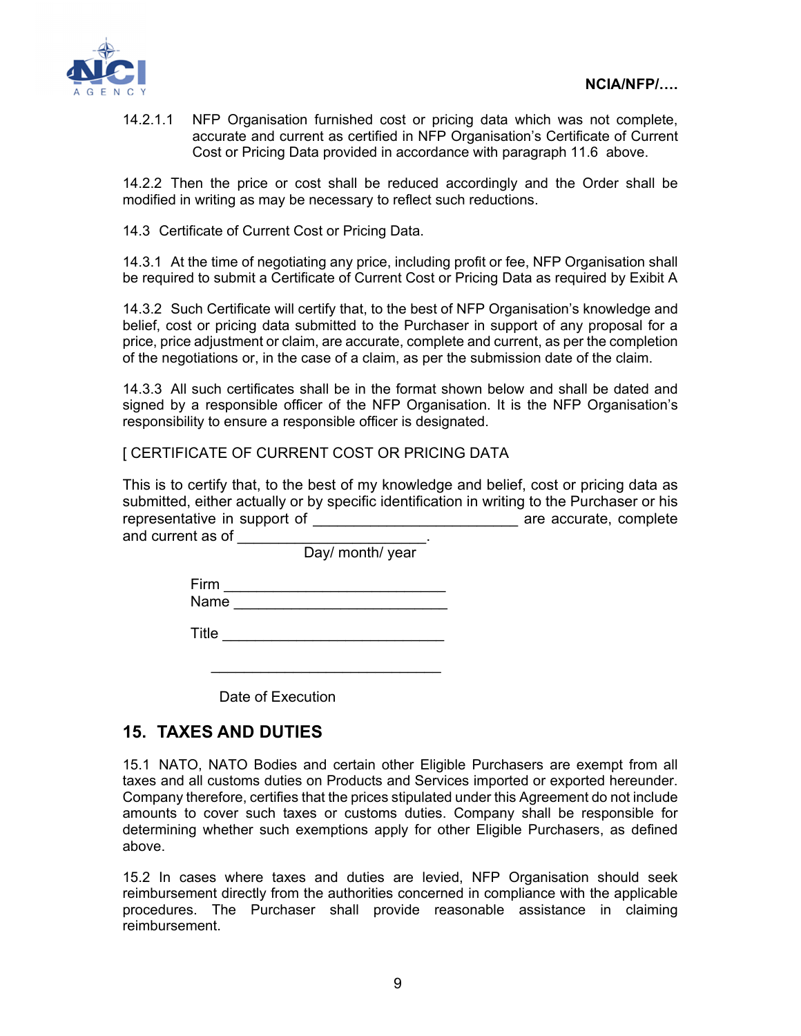14.2.1.1 NFP Organisation furnished cost or pricing data which was not complete, accurate and current as certified in NFP Organisation's Certificate of Current Cost or Pricing Data provided in accordance with paragraph 11.6 above.

14.2.2 Then the price or cost shall be reduced accordingly and the Order shall be modified in writing as may be necessary to reflect such reductions.

14.3 Certificate of Current Cost or Pricing Data.

14.3.1 At the time of negotiating any price, including profit or fee, NFP Organisation shall be required to submit a Certificate of Current Cost or Pricing Data as required by Exibit A

14.3.2 Such Certificate will certify that, to the best of NFP Organisation's knowledge and belief, cost or pricing data submitted to the Purchaser in support of any proposal for a price, price adjustment or claim, are accurate, complete and current, as per the completion of the negotiations or, in the case of a claim, as per the submission date of the claim.

14.3.3 All such certificates shall be in the format shown below and shall be dated and signed by a responsible officer of the NFP Organisation. It is the NFP Organisation's responsibility to ensure a responsible officer is designated.

[ CERTIFICATE OF CURRENT COST OR PRICING DATA

This is to certify that, to the best of my knowledge and belief, cost or pricing data as submitted, either actually or by specific identification in writing to the Purchaser or his representative in support of ________________________ are accurate, complete and current as of ______________________.
Day/ month/ year

Firm __________________________
Name _________________________

Title __________________________

___________________________

Date of Execution

## 15. TAXES AND DUTIES

15.1 NATO, NATO Bodies and certain other Eligible Purchasers are exempt from all taxes and all customs duties on Products and Services imported or exported hereunder. Company therefore, certifies that the prices stipulated under this Agreement do not include amounts to cover such taxes or customs duties. Company shall be responsible for determining whether such exemptions apply for other Eligible Purchasers, as defined above.

15.2 In cases where taxes and duties are levied, NFP Organisation should seek reimbursement directly from the authorities concerned in compliance with the applicable procedures. The Purchaser shall provide reasonable assistance in claiming reimbursement.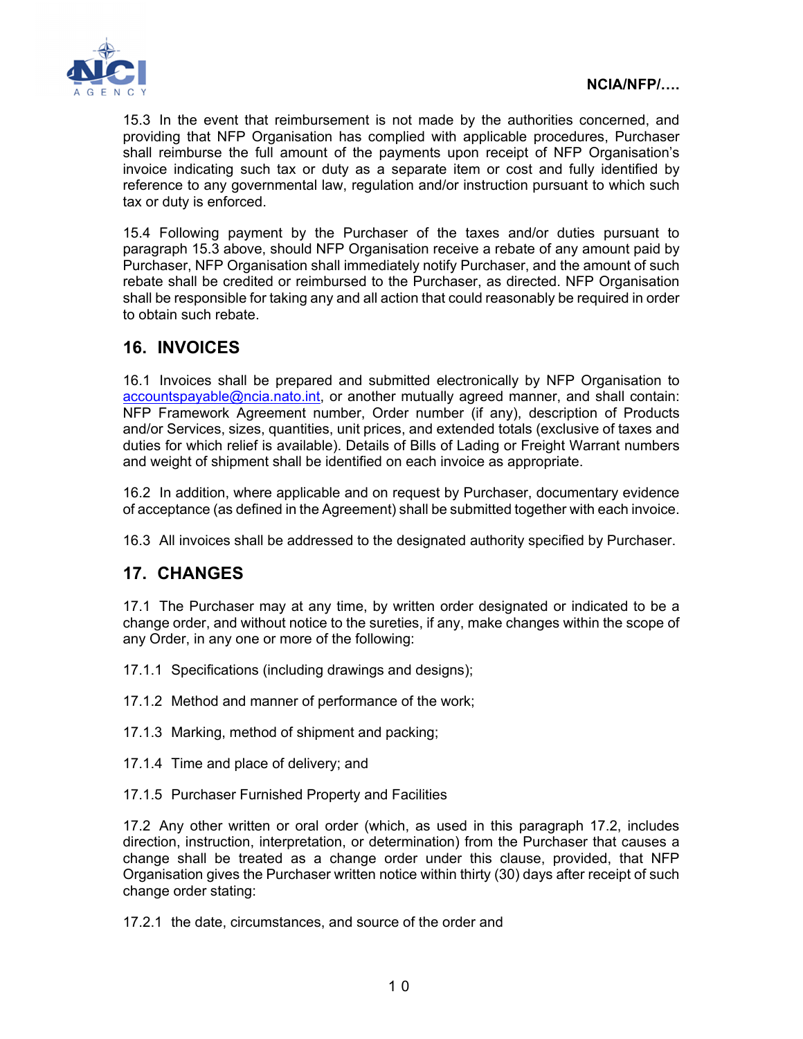15.3 In the event that reimbursement is not made by the authorities concerned, and providing that NFP Organisation has complied with applicable procedures, Purchaser shall reimburse the full amount of the payments upon receipt of NFP Organisation's invoice indicating such tax or duty as a separate item or cost and fully identified by reference to any governmental law, regulation and/or instruction pursuant to which such tax or duty is enforced.

15.4 Following payment by the Purchaser of the taxes and/or duties pursuant to paragraph 15.3 above, should NFP Organisation receive a rebate of any amount paid by Purchaser, NFP Organisation shall immediately notify Purchaser, and the amount of such rebate shall be credited or reimbursed to the Purchaser, as directed. NFP Organisation shall be responsible for taking any and all action that could reasonably be required in order to obtain such rebate.

## 16. INVOICES

16.1 Invoices shall be prepared and submitted electronically by NFP Organisation to accountspayable@ncia.nato.int, or another mutually agreed manner, and shall contain: NFP Framework Agreement number, Order number (if any), description of Products and/or Services, sizes, quantities, unit prices, and extended totals (exclusive of taxes and duties for which relief is available). Details of Bills of Lading or Freight Warrant numbers and weight of shipment shall be identified on each invoice as appropriate.

16.2 In addition, where applicable and on request by Purchaser, documentary evidence of acceptance (as defined in the Agreement) shall be submitted together with each invoice.

16.3 All invoices shall be addressed to the designated authority specified by Purchaser.

## 17. CHANGES

17.1 The Purchaser may at any time, by written order designated or indicated to be a change order, and without notice to the sureties, if any, make changes within the scope of any Order, in any one or more of the following:

17.1.1 Specifications (including drawings and designs);

17.1.2 Method and manner of performance of the work;

17.1.3 Marking, method of shipment and packing;

17.1.4 Time and place of delivery; and

17.1.5 Purchaser Furnished Property and Facilities

17.2 Any other written or oral order (which, as used in this paragraph 17.2, includes direction, instruction, interpretation, or determination) from the Purchaser that causes a change shall be treated as a change order under this clause, provided, that NFP Organisation gives the Purchaser written notice within thirty (30) days after receipt of such change order stating:

17.2.1 the date, circumstances, and source of the order and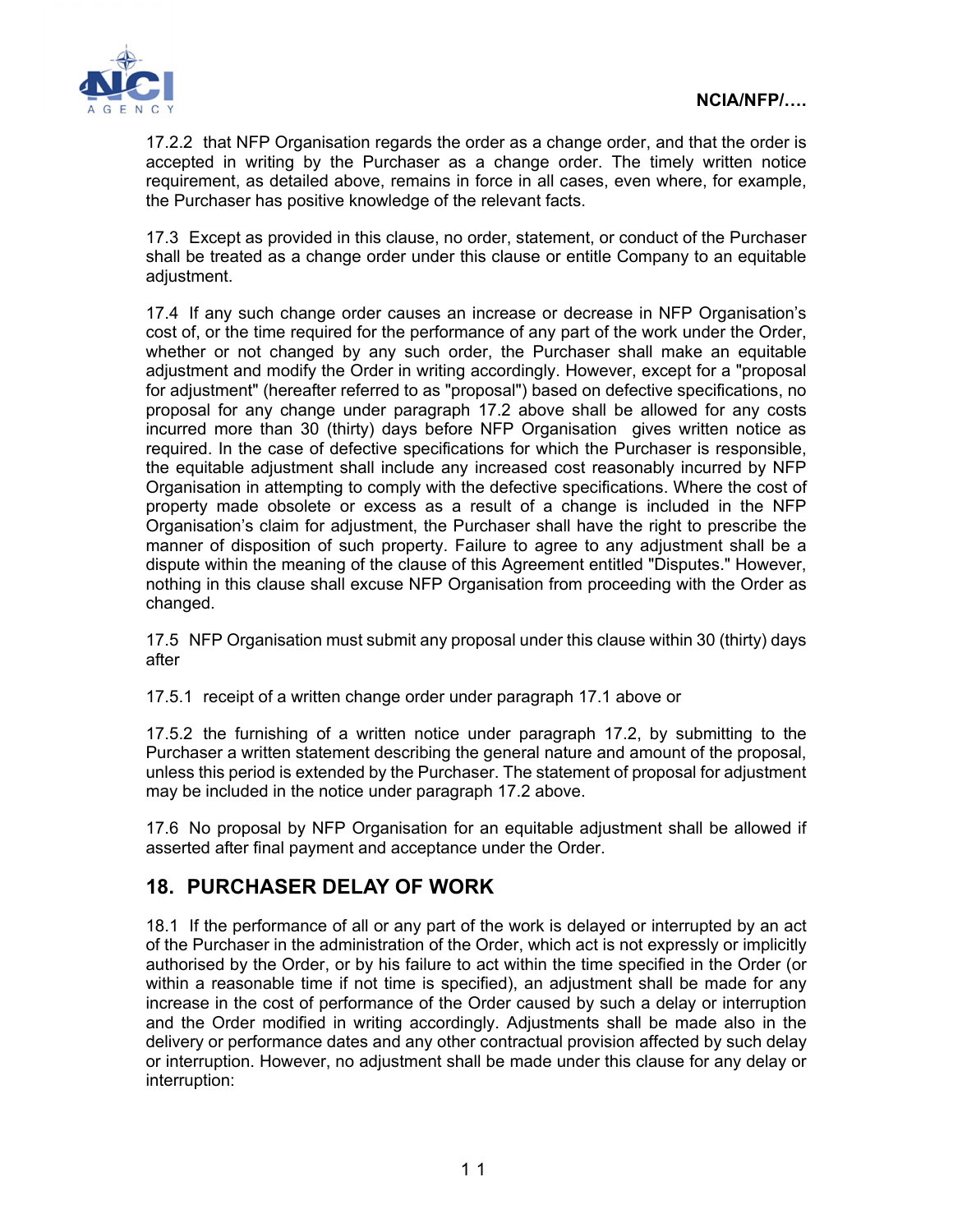17.2.2 that NFP Organisation regards the order as a change order, and that the order is accepted in writing by the Purchaser as a change order. The timely written notice requirement, as detailed above, remains in force in all cases, even where, for example, the Purchaser has positive knowledge of the relevant facts.

17.3 Except as provided in this clause, no order, statement, or conduct of the Purchaser shall be treated as a change order under this clause or entitle Company to an equitable adjustment.

17.4 If any such change order causes an increase or decrease in NFP Organisation's cost of, or the time required for the performance of any part of the work under the Order, whether or not changed by any such order, the Purchaser shall make an equitable adjustment and modify the Order in writing accordingly. However, except for a "proposal for adjustment" (hereafter referred to as "proposal") based on defective specifications, no proposal for any change under paragraph 17.2 above shall be allowed for any costs incurred more than 30 (thirty) days before NFP Organisation gives written notice as required. In the case of defective specifications for which the Purchaser is responsible, the equitable adjustment shall include any increased cost reasonably incurred by NFP Organisation in attempting to comply with the defective specifications. Where the cost of property made obsolete or excess as a result of a change is included in the NFP Organisation's claim for adjustment, the Purchaser shall have the right to prescribe the manner of disposition of such property. Failure to agree to any adjustment shall be a dispute within the meaning of the clause of this Agreement entitled "Disputes." However, nothing in this clause shall excuse NFP Organisation from proceeding with the Order as changed.

17.5 NFP Organisation must submit any proposal under this clause within 30 (thirty) days after

17.5.1 receipt of a written change order under paragraph 17.1 above or

17.5.2 the furnishing of a written notice under paragraph 17.2, by submitting to the Purchaser a written statement describing the general nature and amount of the proposal, unless this period is extended by the Purchaser. The statement of proposal for adjustment may be included in the notice under paragraph 17.2 above.

17.6 No proposal by NFP Organisation for an equitable adjustment shall be allowed if asserted after final payment and acceptance under the Order.

## 18. PURCHASER DELAY OF WORK

18.1 If the performance of all or any part of the work is delayed or interrupted by an act of the Purchaser in the administration of the Order, which act is not expressly or implicitly authorised by the Order, or by his failure to act within the time specified in the Order (or within a reasonable time if not time is specified), an adjustment shall be made for any increase in the cost of performance of the Order caused by such a delay or interruption and the Order modified in writing accordingly. Adjustments shall be made also in the delivery or performance dates and any other contractual provision affected by such delay or interruption. However, no adjustment shall be made under this clause for any delay or interruption: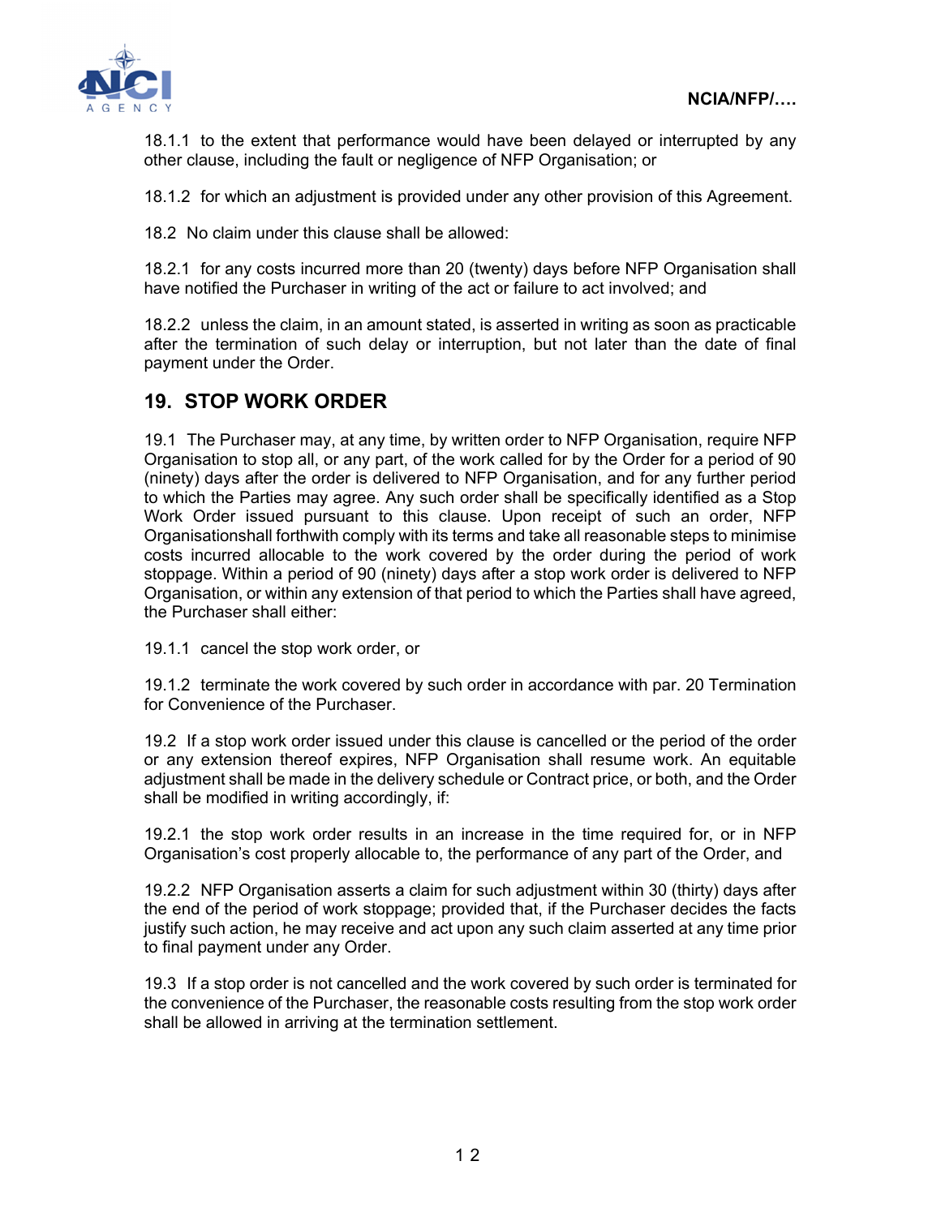18.1.1 to the extent that performance would have been delayed or interrupted by any other clause, including the fault or negligence of NFP Organisation; or

18.1.2 for which an adjustment is provided under any other provision of this Agreement.

18.2 No claim under this clause shall be allowed:

18.2.1 for any costs incurred more than 20 (twenty) days before NFP Organisation shall have notified the Purchaser in writing of the act or failure to act involved; and

18.2.2 unless the claim, in an amount stated, is asserted in writing as soon as practicable after the termination of such delay or interruption, but not later than the date of final payment under the Order.

## 19. STOP WORK ORDER

19.1 The Purchaser may, at any time, by written order to NFP Organisation, require NFP Organisation to stop all, or any part, of the work called for by the Order for a period of 90 (ninety) days after the order is delivered to NFP Organisation, and for any further period to which the Parties may agree. Any such order shall be specifically identified as a Stop Work Order issued pursuant to this clause. Upon receipt of such an order, NFP Organisationshall forthwith comply with its terms and take all reasonable steps to minimise costs incurred allocable to the work covered by the order during the period of work stoppage. Within a period of 90 (ninety) days after a stop work order is delivered to NFP Organisation, or within any extension of that period to which the Parties shall have agreed, the Purchaser shall either:

19.1.1 cancel the stop work order, or

19.1.2 terminate the work covered by such order in accordance with par. 20 Termination for Convenience of the Purchaser.

19.2 If a stop work order issued under this clause is cancelled or the period of the order or any extension thereof expires, NFP Organisation shall resume work. An equitable adjustment shall be made in the delivery schedule or Contract price, or both, and the Order shall be modified in writing accordingly, if:

19.2.1 the stop work order results in an increase in the time required for, or in NFP Organisation's cost properly allocable to, the performance of any part of the Order, and

19.2.2 NFP Organisation asserts a claim for such adjustment within 30 (thirty) days after the end of the period of work stoppage; provided that, if the Purchaser decides the facts justify such action, he may receive and act upon any such claim asserted at any time prior to final payment under any Order.

19.3 If a stop order is not cancelled and the work covered by such order is terminated for the convenience of the Purchaser, the reasonable costs resulting from the stop work order shall be allowed in arriving at the termination settlement.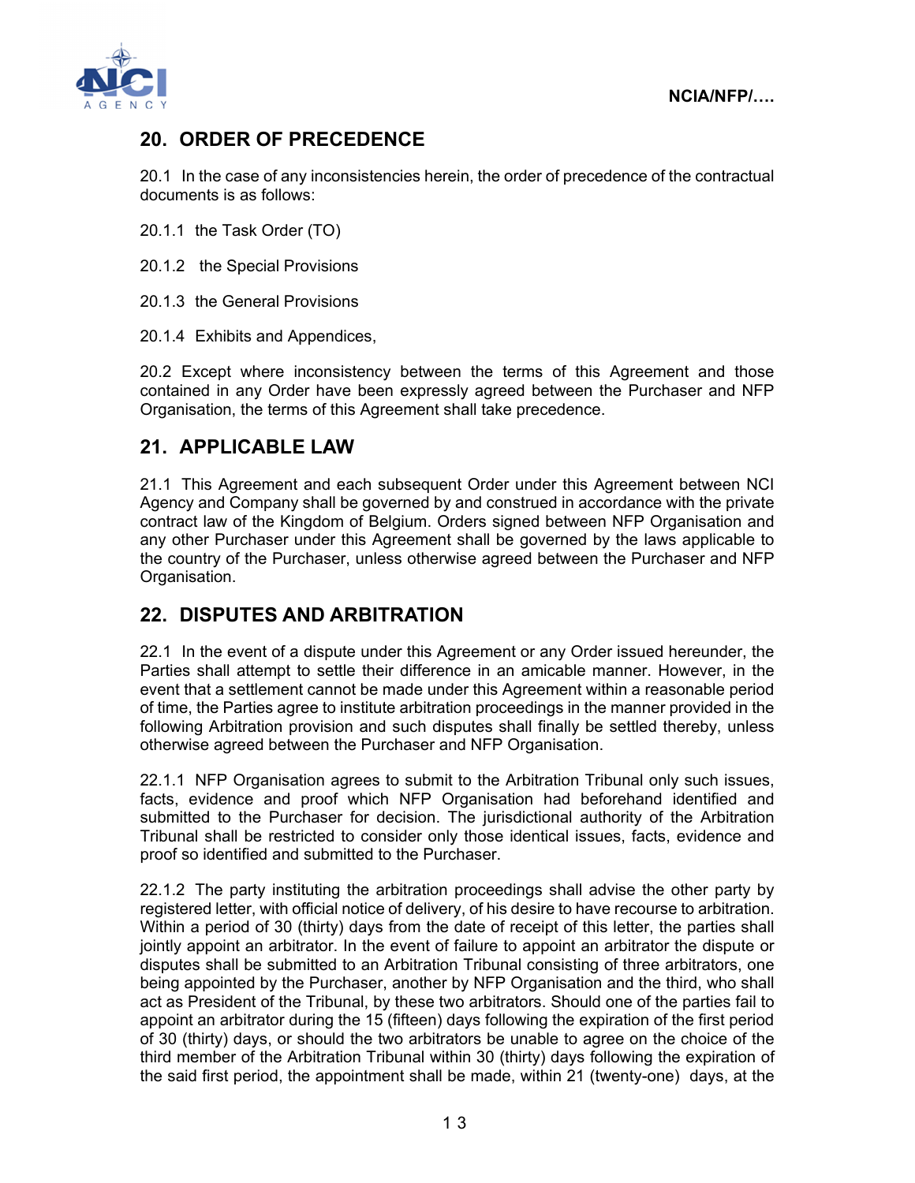## 20. ORDER OF PRECEDENCE

20.1 In the case of any inconsistencies herein, the order of precedence of the contractual documents is as follows:

20.1.1 the Task Order (TO)

20.1.2 the Special Provisions

20.1.3 the General Provisions

20.1.4 Exhibits and Appendices,

20.2 Except where inconsistency between the terms of this Agreement and those contained in any Order have been expressly agreed between the Purchaser and NFP Organisation, the terms of this Agreement shall take precedence.

## 21. APPLICABLE LAW

21.1 This Agreement and each subsequent Order under this Agreement between NCI Agency and Company shall be governed by and construed in accordance with the private contract law of the Kingdom of Belgium. Orders signed between NFP Organisation and any other Purchaser under this Agreement shall be governed by the laws applicable to the country of the Purchaser, unless otherwise agreed between the Purchaser and NFP Organisation.

## 22. DISPUTES AND ARBITRATION

22.1 In the event of a dispute under this Agreement or any Order issued hereunder, the Parties shall attempt to settle their difference in an amicable manner. However, in the event that a settlement cannot be made under this Agreement within a reasonable period of time, the Parties agree to institute arbitration proceedings in the manner provided in the following Arbitration provision and such disputes shall finally be settled thereby, unless otherwise agreed between the Purchaser and NFP Organisation.

22.1.1 NFP Organisation agrees to submit to the Arbitration Tribunal only such issues, facts, evidence and proof which NFP Organisation had beforehand identified and submitted to the Purchaser for decision. The jurisdictional authority of the Arbitration Tribunal shall be restricted to consider only those identical issues, facts, evidence and proof so identified and submitted to the Purchaser.

22.1.2 The party instituting the arbitration proceedings shall advise the other party by registered letter, with official notice of delivery, of his desire to have recourse to arbitration. Within a period of 30 (thirty) days from the date of receipt of this letter, the parties shall jointly appoint an arbitrator. In the event of failure to appoint an arbitrator the dispute or disputes shall be submitted to an Arbitration Tribunal consisting of three arbitrators, one being appointed by the Purchaser, another by NFP Organisation and the third, who shall act as President of the Tribunal, by these two arbitrators. Should one of the parties fail to appoint an arbitrator during the 15 (fifteen) days following the expiration of the first period of 30 (thirty) days, or should the two arbitrators be unable to agree on the choice of the third member of the Arbitration Tribunal within 30 (thirty) days following the expiration of the said first period, the appointment shall be made, within 21 (twenty-one) days, at the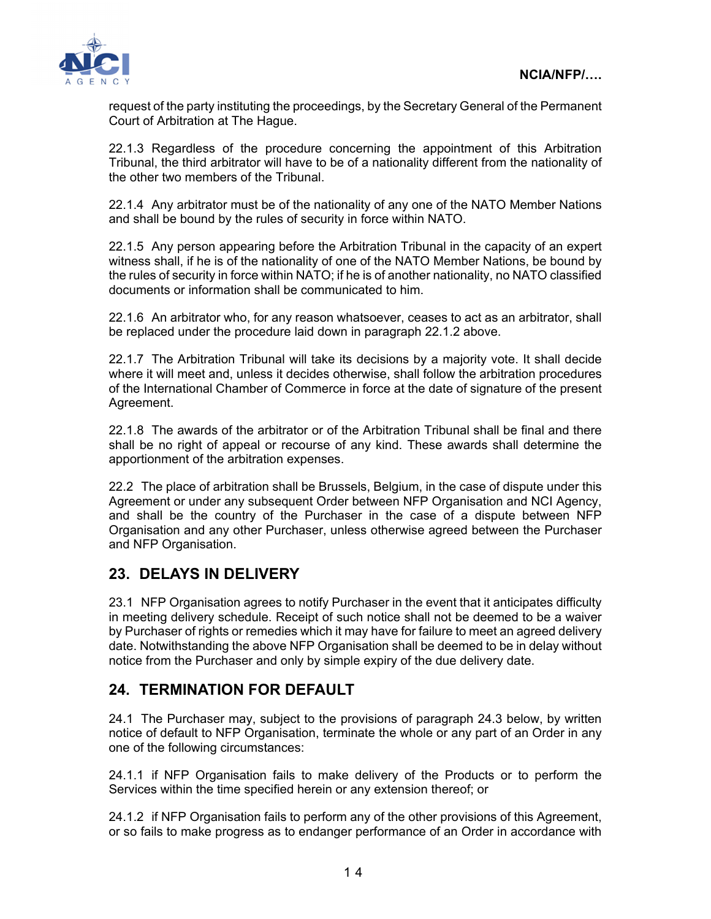request of the party instituting the proceedings, by the Secretary General of the Permanent Court of Arbitration at The Hague.

22.1.3 Regardless of the procedure concerning the appointment of this Arbitration Tribunal, the third arbitrator will have to be of a nationality different from the nationality of the other two members of the Tribunal.

22.1.4 Any arbitrator must be of the nationality of any one of the NATO Member Nations and shall be bound by the rules of security in force within NATO.

22.1.5 Any person appearing before the Arbitration Tribunal in the capacity of an expert witness shall, if he is of the nationality of one of the NATO Member Nations, be bound by the rules of security in force within NATO; if he is of another nationality, no NATO classified documents or information shall be communicated to him.

22.1.6 An arbitrator who, for any reason whatsoever, ceases to act as an arbitrator, shall be replaced under the procedure laid down in paragraph 22.1.2 above.

22.1.7 The Arbitration Tribunal will take its decisions by a majority vote. It shall decide where it will meet and, unless it decides otherwise, shall follow the arbitration procedures of the International Chamber of Commerce in force at the date of signature of the present Agreement.

22.1.8 The awards of the arbitrator or of the Arbitration Tribunal shall be final and there shall be no right of appeal or recourse of any kind. These awards shall determine the apportionment of the arbitration expenses.

22.2 The place of arbitration shall be Brussels, Belgium, in the case of dispute under this Agreement or under any subsequent Order between NFP Organisation and NCI Agency, and shall be the country of the Purchaser in the case of a dispute between NFP Organisation and any other Purchaser, unless otherwise agreed between the Purchaser and NFP Organisation.

## 23. DELAYS IN DELIVERY

23.1 NFP Organisation agrees to notify Purchaser in the event that it anticipates difficulty in meeting delivery schedule. Receipt of such notice shall not be deemed to be a waiver by Purchaser of rights or remedies which it may have for failure to meet an agreed delivery date. Notwithstanding the above NFP Organisation shall be deemed to be in delay without notice from the Purchaser and only by simple expiry of the due delivery date.

## 24. TERMINATION FOR DEFAULT

24.1 The Purchaser may, subject to the provisions of paragraph 24.3 below, by written notice of default to NFP Organisation, terminate the whole or any part of an Order in any one of the following circumstances:

24.1.1 if NFP Organisation fails to make delivery of the Products or to perform the Services within the time specified herein or any extension thereof; or

24.1.2 if NFP Organisation fails to perform any of the other provisions of this Agreement, or so fails to make progress as to endanger performance of an Order in accordance with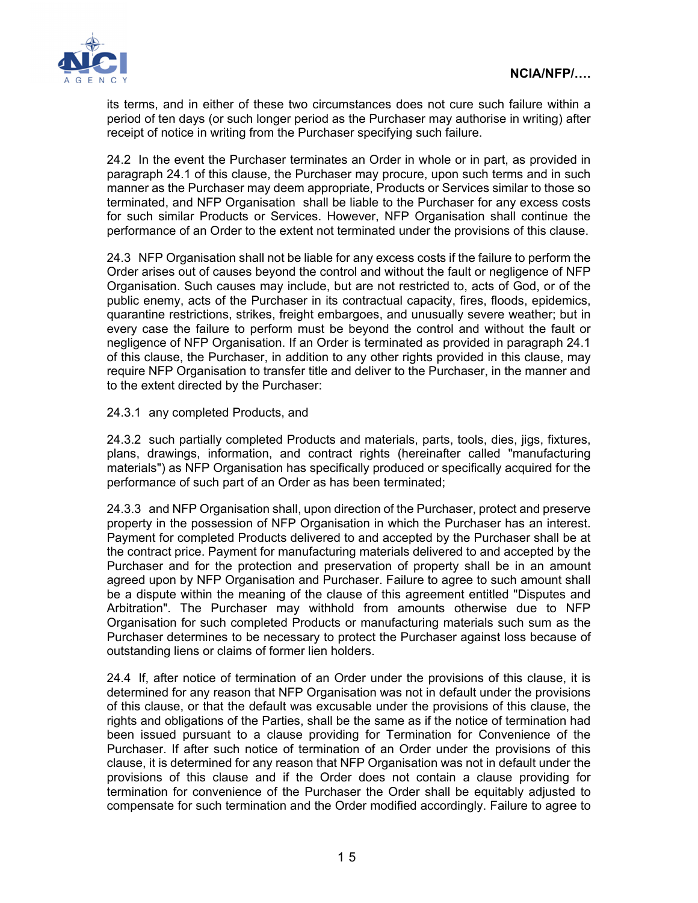its terms, and in either of these two circumstances does not cure such failure within a period of ten days (or such longer period as the Purchaser may authorise in writing) after receipt of notice in writing from the Purchaser specifying such failure.

24.2 In the event the Purchaser terminates an Order in whole or in part, as provided in paragraph 24.1 of this clause, the Purchaser may procure, upon such terms and in such manner as the Purchaser may deem appropriate, Products or Services similar to those so terminated, and NFP Organisation shall be liable to the Purchaser for any excess costs for such similar Products or Services. However, NFP Organisation shall continue the performance of an Order to the extent not terminated under the provisions of this clause.

24.3 NFP Organisation shall not be liable for any excess costs if the failure to perform the Order arises out of causes beyond the control and without the fault or negligence of NFP Organisation. Such causes may include, but are not restricted to, acts of God, or of the public enemy, acts of the Purchaser in its contractual capacity, fires, floods, epidemics, quarantine restrictions, strikes, freight embargoes, and unusually severe weather; but in every case the failure to perform must be beyond the control and without the fault or negligence of NFP Organisation. If an Order is terminated as provided in paragraph 24.1 of this clause, the Purchaser, in addition to any other rights provided in this clause, may require NFP Organisation to transfer title and deliver to the Purchaser, in the manner and to the extent directed by the Purchaser:

24.3.1 any completed Products, and

24.3.2 such partially completed Products and materials, parts, tools, dies, jigs, fixtures, plans, drawings, information, and contract rights (hereinafter called "manufacturing materials") as NFP Organisation has specifically produced or specifically acquired for the performance of such part of an Order as has been terminated;

24.3.3 and NFP Organisation shall, upon direction of the Purchaser, protect and preserve property in the possession of NFP Organisation in which the Purchaser has an interest. Payment for completed Products delivered to and accepted by the Purchaser shall be at the contract price. Payment for manufacturing materials delivered to and accepted by the Purchaser and for the protection and preservation of property shall be in an amount agreed upon by NFP Organisation and Purchaser. Failure to agree to such amount shall be a dispute within the meaning of the clause of this agreement entitled "Disputes and Arbitration". The Purchaser may withhold from amounts otherwise due to NFP Organisation for such completed Products or manufacturing materials such sum as the Purchaser determines to be necessary to protect the Purchaser against loss because of outstanding liens or claims of former lien holders.

24.4 If, after notice of termination of an Order under the provisions of this clause, it is determined for any reason that NFP Organisation was not in default under the provisions of this clause, or that the default was excusable under the provisions of this clause, the rights and obligations of the Parties, shall be the same as if the notice of termination had been issued pursuant to a clause providing for Termination for Convenience of the Purchaser. If after such notice of termination of an Order under the provisions of this clause, it is determined for any reason that NFP Organisation was not in default under the provisions of this clause and if the Order does not contain a clause providing for termination for convenience of the Purchaser the Order shall be equitably adjusted to compensate for such termination and the Order modified accordingly. Failure to agree to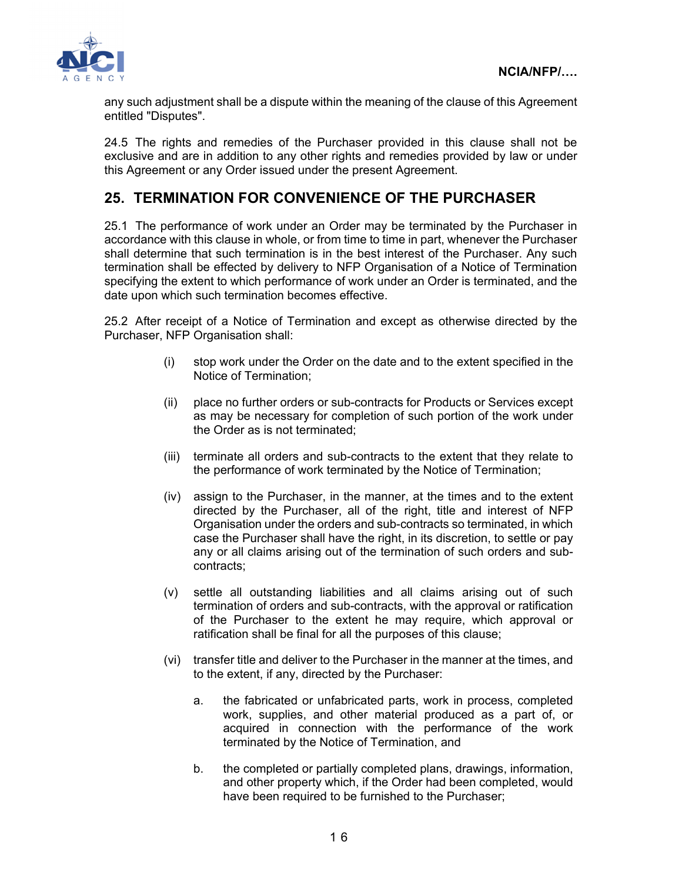any such adjustment shall be a dispute within the meaning of the clause of this Agreement entitled "Disputes".

24.5 The rights and remedies of the Purchaser provided in this clause shall not be exclusive and are in addition to any other rights and remedies provided by law or under this Agreement or any Order issued under the present Agreement.

## 25. TERMINATION FOR CONVENIENCE OF THE PURCHASER

25.1 The performance of work under an Order may be terminated by the Purchaser in accordance with this clause in whole, or from time to time in part, whenever the Purchaser shall determine that such termination is in the best interest of the Purchaser. Any such termination shall be effected by delivery to NFP Organisation of a Notice of Termination specifying the extent to which performance of work under an Order is terminated, and the date upon which such termination becomes effective.

25.2 After receipt of a Notice of Termination and except as otherwise directed by the Purchaser, NFP Organisation shall:

(i) stop work under the Order on the date and to the extent specified in the Notice of Termination;

(ii) place no further orders or sub-contracts for Products or Services except as may be necessary for completion of such portion of the work under the Order as is not terminated;

(iii) terminate all orders and sub-contracts to the extent that they relate to the performance of work terminated by the Notice of Termination;

(iv) assign to the Purchaser, in the manner, at the times and to the extent directed by the Purchaser, all of the right, title and interest of NFP Organisation under the orders and sub-contracts so terminated, in which case the Purchaser shall have the right, in its discretion, to settle or pay any or all claims arising out of the termination of such orders and sub-contracts;

(v) settle all outstanding liabilities and all claims arising out of such termination of orders and sub-contracts, with the approval or ratification of the Purchaser to the extent he may require, which approval or ratification shall be final for all the purposes of this clause;

(vi) transfer title and deliver to the Purchaser in the manner at the times, and to the extent, if any, directed by the Purchaser:

a. the fabricated or unfabricated parts, work in process, completed work, supplies, and other material produced as a part of, or acquired in connection with the performance of the work terminated by the Notice of Termination, and

b. the completed or partially completed plans, drawings, information, and other property which, if the Order had been completed, would have been required to be furnished to the Purchaser;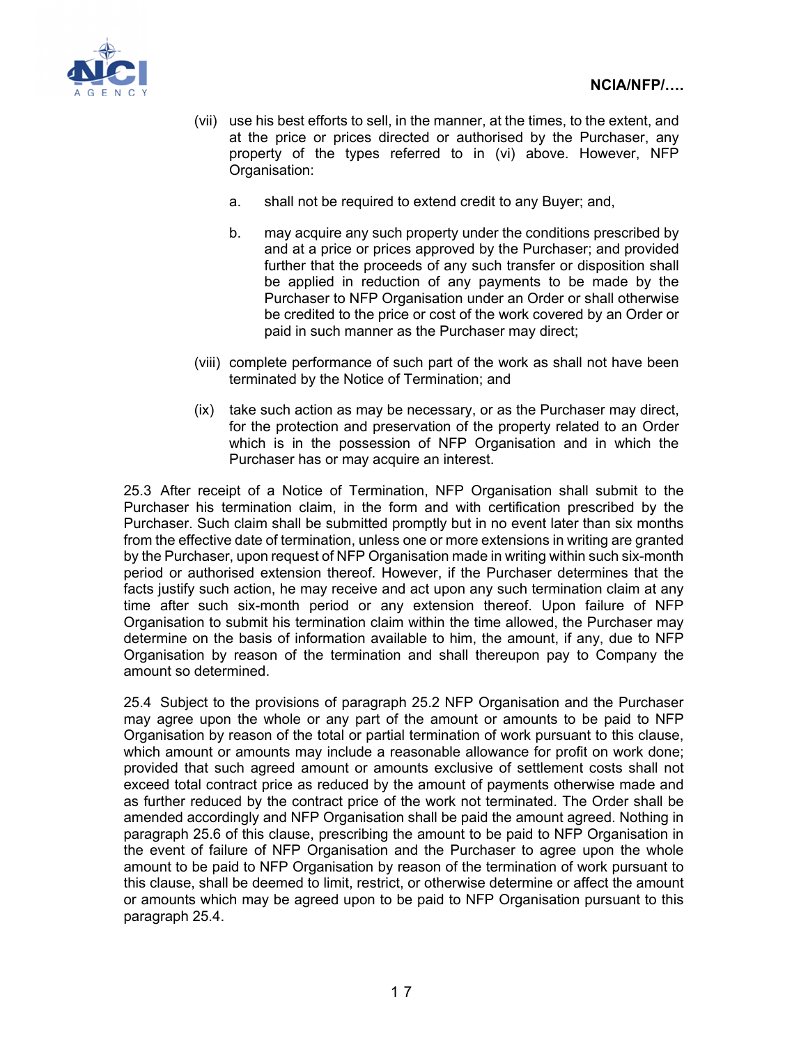(vii) use his best efforts to sell, in the manner, at the times, to the extent, and at the price or prices directed or authorised by the Purchaser, any property of the types referred to in (vi) above. However, NFP Organisation:

   a. shall not be required to extend credit to any Buyer; and,

   b. may acquire any such property under the conditions prescribed by and at a price or prices approved by the Purchaser; and provided further that the proceeds of any such transfer or disposition shall be applied in reduction of any payments to be made by the Purchaser to NFP Organisation under an Order or shall otherwise be credited to the price or cost of the work covered by an Order or paid in such manner as the Purchaser may direct;

(viii) complete performance of such part of the work as shall not have been terminated by the Notice of Termination; and

(ix) take such action as may be necessary, or as the Purchaser may direct, for the protection and preservation of the property related to an Order which is in the possession of NFP Organisation and in which the Purchaser has or may acquire an interest.

25.3 After receipt of a Notice of Termination, NFP Organisation shall submit to the Purchaser his termination claim, in the form and with certification prescribed by the Purchaser. Such claim shall be submitted promptly but in no event later than six months from the effective date of termination, unless one or more extensions in writing are granted by the Purchaser, upon request of NFP Organisation made in writing within such six-month period or authorised extension thereof. However, if the Purchaser determines that the facts justify such action, he may receive and act upon any such termination claim at any time after such six-month period or any extension thereof. Upon failure of NFP Organisation to submit his termination claim within the time allowed, the Purchaser may determine on the basis of information available to him, the amount, if any, due to NFP Organisation by reason of the termination and shall thereupon pay to Company the amount so determined.

25.4 Subject to the provisions of paragraph 25.2 NFP Organisation and the Purchaser may agree upon the whole or any part of the amount or amounts to be paid to NFP Organisation by reason of the total or partial termination of work pursuant to this clause, which amount or amounts may include a reasonable allowance for profit on work done; provided that such agreed amount or amounts exclusive of settlement costs shall not exceed total contract price as reduced by the amount of payments otherwise made and as further reduced by the contract price of the work not terminated. The Order shall be amended accordingly and NFP Organisation shall be paid the amount agreed. Nothing in paragraph 25.6 of this clause, prescribing the amount to be paid to NFP Organisation in the event of failure of NFP Organisation and the Purchaser to agree upon the whole amount to be paid to NFP Organisation by reason of the termination of work pursuant to this clause, shall be deemed to limit, restrict, or otherwise determine or affect the amount or amounts which may be agreed upon to be paid to NFP Organisation pursuant to this paragraph 25.4.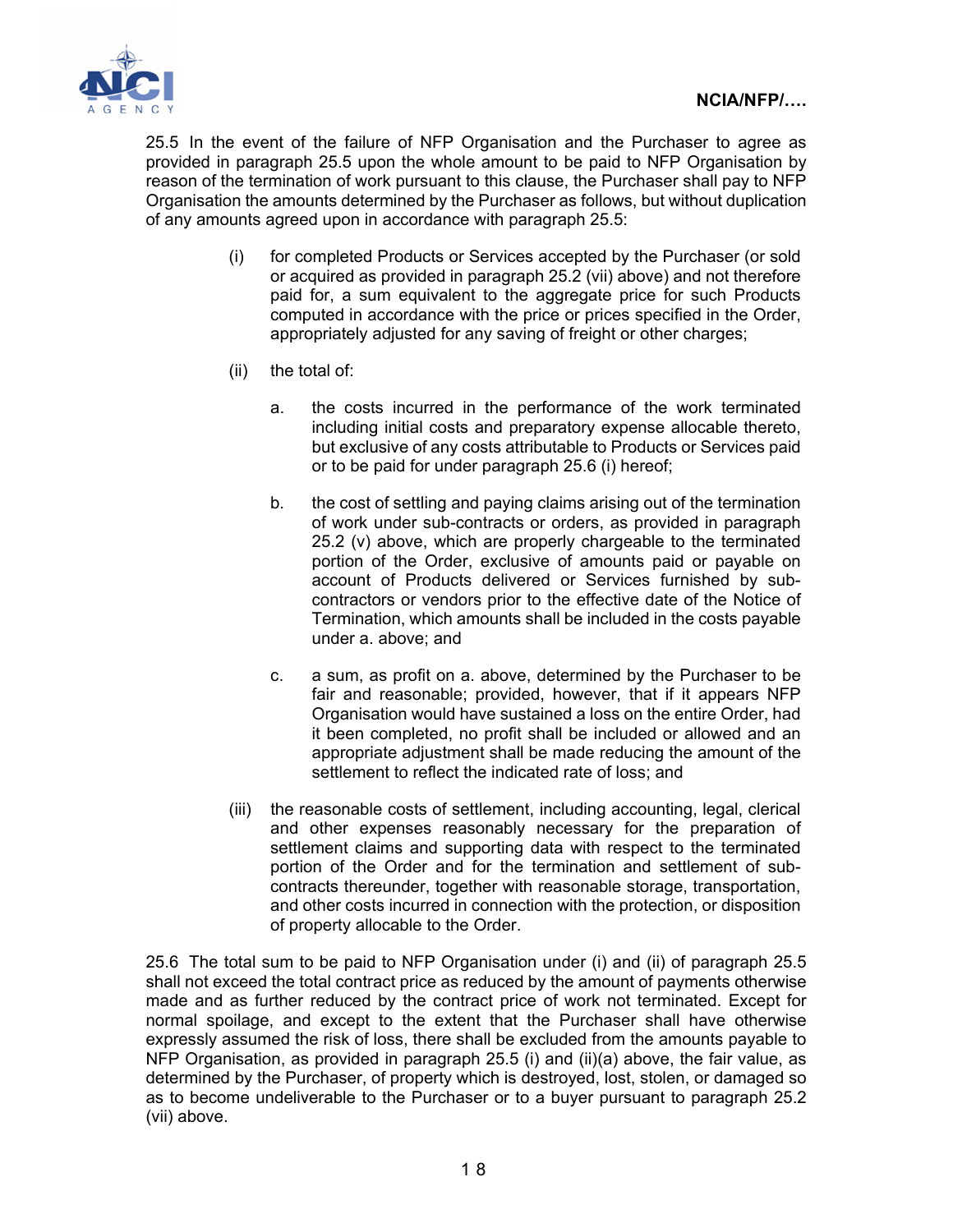25.5 In the event of the failure of NFP Organisation and the Purchaser to agree as provided in paragraph 25.5 upon the whole amount to be paid to NFP Organisation by reason of the termination of work pursuant to this clause, the Purchaser shall pay to NFP Organisation the amounts determined by the Purchaser as follows, but without duplication of any amounts agreed upon in accordance with paragraph 25.5:

(i) for completed Products or Services accepted by the Purchaser (or sold or acquired as provided in paragraph 25.2 (vii) above) and not therefore paid for, a sum equivalent to the aggregate price for such Products computed in accordance with the price or prices specified in the Order, appropriately adjusted for any saving of freight or other charges;

(ii) the total of:

a. the costs incurred in the performance of the work terminated including initial costs and preparatory expense allocable thereto, but exclusive of any costs attributable to Products or Services paid or to be paid for under paragraph 25.6 (i) hereof;

b. the cost of settling and paying claims arising out of the termination of work under sub-contracts or orders, as provided in paragraph 25.2 (v) above, which are properly chargeable to the terminated portion of the Order, exclusive of amounts paid or payable on account of Products delivered or Services furnished by sub-contractors or vendors prior to the effective date of the Notice of Termination, which amounts shall be included in the costs payable under a. above; and

c. a sum, as profit on a. above, determined by the Purchaser to be fair and reasonable; provided, however, that if it appears NFP Organisation would have sustained a loss on the entire Order, had it been completed, no profit shall be included or allowed and an appropriate adjustment shall be made reducing the amount of the settlement to reflect the indicated rate of loss; and

(iii) the reasonable costs of settlement, including accounting, legal, clerical and other expenses reasonably necessary for the preparation of settlement claims and supporting data with respect to the terminated portion of the Order and for the termination and settlement of sub-contracts thereunder, together with reasonable storage, transportation, and other costs incurred in connection with the protection, or disposition of property allocable to the Order.

25.6 The total sum to be paid to NFP Organisation under (i) and (ii) of paragraph 25.5 shall not exceed the total contract price as reduced by the amount of payments otherwise made and as further reduced by the contract price of work not terminated. Except for normal spoilage, and except to the extent that the Purchaser shall have otherwise expressly assumed the risk of loss, there shall be excluded from the amounts payable to NFP Organisation, as provided in paragraph 25.5 (i) and (ii)(a) above, the fair value, as determined by the Purchaser, of property which is destroyed, lost, stolen, or damaged so as to become undeliverable to the Purchaser or to a buyer pursuant to paragraph 25.2 (vii) above.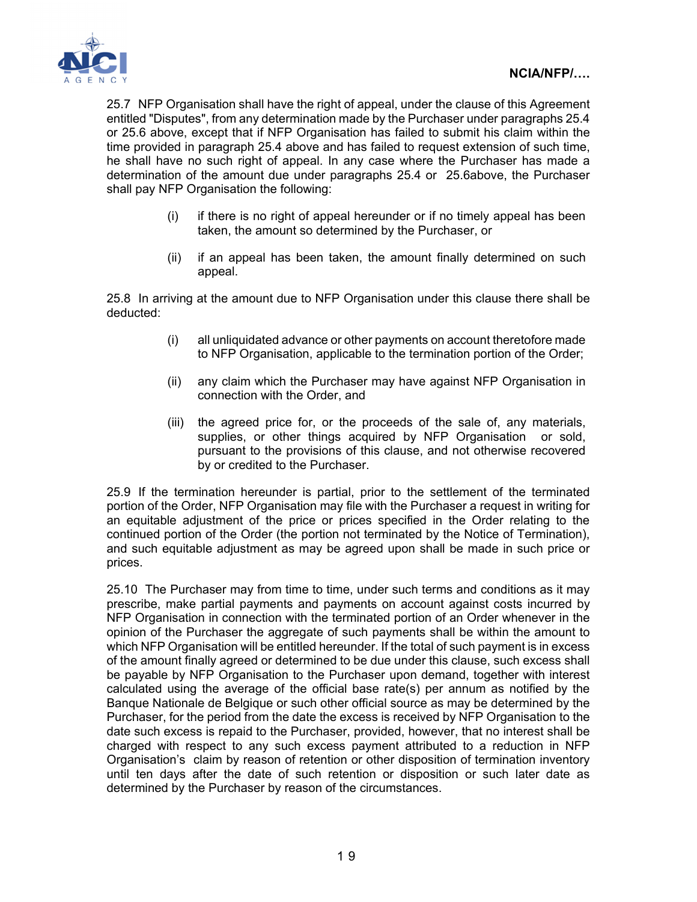25.7 NFP Organisation shall have the right of appeal, under the clause of this Agreement entitled "Disputes", from any determination made by the Purchaser under paragraphs 25.4 or 25.6 above, except that if NFP Organisation has failed to submit his claim within the time provided in paragraph 25.4 above and has failed to request extension of such time, he shall have no such right of appeal. In any case where the Purchaser has made a determination of the amount due under paragraphs 25.4 or 25.6above, the Purchaser shall pay NFP Organisation the following:

(i) if there is no right of appeal hereunder or if no timely appeal has been taken, the amount so determined by the Purchaser, or

(ii) if an appeal has been taken, the amount finally determined on such appeal.

25.8 In arriving at the amount due to NFP Organisation under this clause there shall be deducted:

(i) all unliquidated advance or other payments on account theretofore made to NFP Organisation, applicable to the termination portion of the Order;

(ii) any claim which the Purchaser may have against NFP Organisation in connection with the Order, and

(iii) the agreed price for, or the proceeds of the sale of, any materials, supplies, or other things acquired by NFP Organisation or sold, pursuant to the provisions of this clause, and not otherwise recovered by or credited to the Purchaser.

25.9 If the termination hereunder is partial, prior to the settlement of the terminated portion of the Order, NFP Organisation may file with the Purchaser a request in writing for an equitable adjustment of the price or prices specified in the Order relating to the continued portion of the Order (the portion not terminated by the Notice of Termination), and such equitable adjustment as may be agreed upon shall be made in such price or prices.

25.10 The Purchaser may from time to time, under such terms and conditions as it may prescribe, make partial payments and payments on account against costs incurred by NFP Organisation in connection with the terminated portion of an Order whenever in the opinion of the Purchaser the aggregate of such payments shall be within the amount to which NFP Organisation will be entitled hereunder. If the total of such payment is in excess of the amount finally agreed or determined to be due under this clause, such excess shall be payable by NFP Organisation to the Purchaser upon demand, together with interest calculated using the average of the official base rate(s) per annum as notified by the Banque Nationale de Belgique or such other official source as may be determined by the Purchaser, for the period from the date the excess is received by NFP Organisation to the date such excess is repaid to the Purchaser, provided, however, that no interest shall be charged with respect to any such excess payment attributed to a reduction in NFP Organisation's claim by reason of retention or other disposition of termination inventory until ten days after the date of such retention or disposition or such later date as determined by the Purchaser by reason of the circumstances.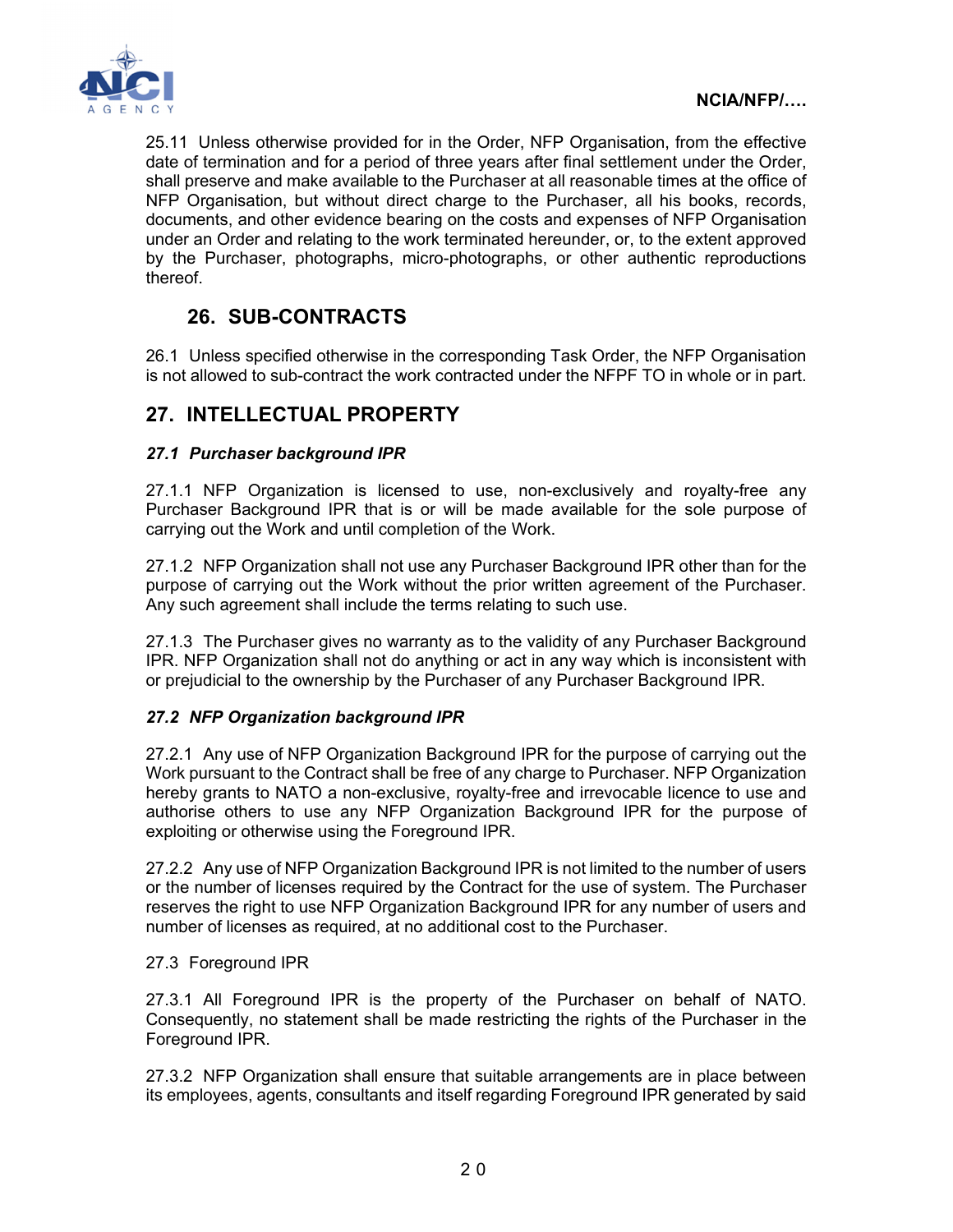25.11 Unless otherwise provided for in the Order, NFP Organisation, from the effective date of termination and for a period of three years after final settlement under the Order, shall preserve and make available to the Purchaser at all reasonable times at the office of NFP Organisation, but without direct charge to the Purchaser, all his books, records, documents, and other evidence bearing on the costs and expenses of NFP Organisation under an Order and relating to the work terminated hereunder, or, to the extent approved by the Purchaser, photographs, micro-photographs, or other authentic reproductions thereof.

## 26. SUB-CONTRACTS

26.1 Unless specified otherwise in the corresponding Task Order, the NFP Organisation is not allowed to sub-contract the work contracted under the NFPF TO in whole or in part.

## 27. INTELLECTUAL PROPERTY

### *27.1 Purchaser background IPR*

27.1.1 NFP Organization is licensed to use, non-exclusively and royalty-free any Purchaser Background IPR that is or will be made available for the sole purpose of carrying out the Work and until completion of the Work.

27.1.2 NFP Organization shall not use any Purchaser Background IPR other than for the purpose of carrying out the Work without the prior written agreement of the Purchaser. Any such agreement shall include the terms relating to such use.

27.1.3 The Purchaser gives no warranty as to the validity of any Purchaser Background IPR. NFP Organization shall not do anything or act in any way which is inconsistent with or prejudicial to the ownership by the Purchaser of any Purchaser Background IPR.

### *27.2 NFP Organization background IPR*

27.2.1 Any use of NFP Organization Background IPR for the purpose of carrying out the Work pursuant to the Contract shall be free of any charge to Purchaser. NFP Organization hereby grants to NATO a non-exclusive, royalty-free and irrevocable licence to use and authorise others to use any NFP Organization Background IPR for the purpose of exploiting or otherwise using the Foreground IPR.

27.2.2 Any use of NFP Organization Background IPR is not limited to the number of users or the number of licenses required by the Contract for the use of system. The Purchaser reserves the right to use NFP Organization Background IPR for any number of users and number of licenses as required, at no additional cost to the Purchaser.

27.3 Foreground IPR

27.3.1 All Foreground IPR is the property of the Purchaser on behalf of NATO. Consequently, no statement shall be made restricting the rights of the Purchaser in the Foreground IPR.

27.3.2 NFP Organization shall ensure that suitable arrangements are in place between its employees, agents, consultants and itself regarding Foreground IPR generated by said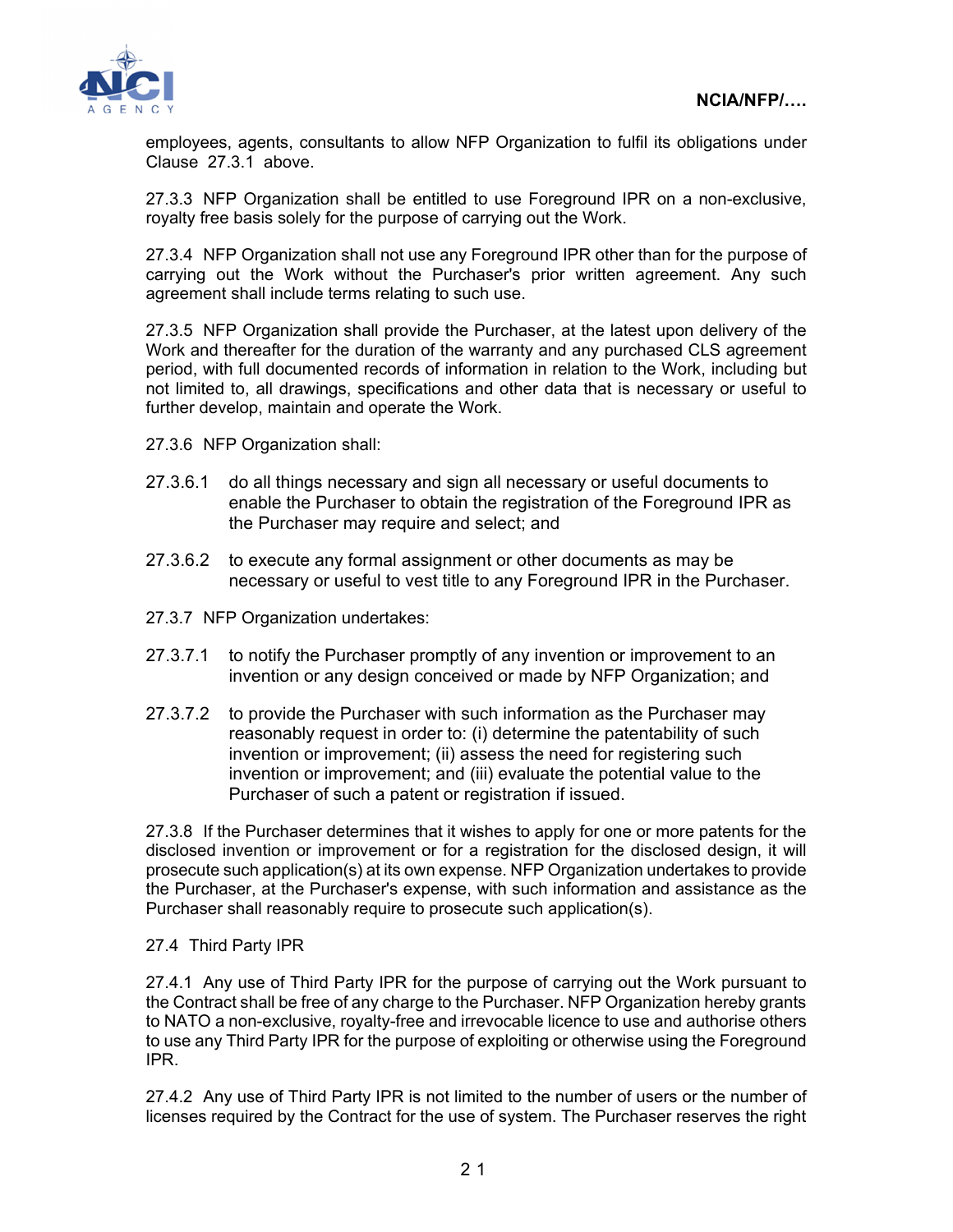employees, agents, consultants to allow NFP Organization to fulfil its obligations under Clause 27.3.1 above.

27.3.3 NFP Organization shall be entitled to use Foreground IPR on a non-exclusive, royalty free basis solely for the purpose of carrying out the Work.

27.3.4 NFP Organization shall not use any Foreground IPR other than for the purpose of carrying out the Work without the Purchaser's prior written agreement. Any such agreement shall include terms relating to such use.

27.3.5 NFP Organization shall provide the Purchaser, at the latest upon delivery of the Work and thereafter for the duration of the warranty and any purchased CLS agreement period, with full documented records of information in relation to the Work, including but not limited to, all drawings, specifications and other data that is necessary or useful to further develop, maintain and operate the Work.

27.3.6 NFP Organization shall:

27.3.6.1 do all things necessary and sign all necessary or useful documents to enable the Purchaser to obtain the registration of the Foreground IPR as the Purchaser may require and select; and

27.3.6.2 to execute any formal assignment or other documents as may be necessary or useful to vest title to any Foreground IPR in the Purchaser.

27.3.7 NFP Organization undertakes:

27.3.7.1 to notify the Purchaser promptly of any invention or improvement to an invention or any design conceived or made by NFP Organization; and

27.3.7.2 to provide the Purchaser with such information as the Purchaser may reasonably request in order to: (i) determine the patentability of such invention or improvement; (ii) assess the need for registering such invention or improvement; and (iii) evaluate the potential value to the Purchaser of such a patent or registration if issued.

27.3.8 If the Purchaser determines that it wishes to apply for one or more patents for the disclosed invention or improvement or for a registration for the disclosed design, it will prosecute such application(s) at its own expense. NFP Organization undertakes to provide the Purchaser, at the Purchaser's expense, with such information and assistance as the Purchaser shall reasonably require to prosecute such application(s).

27.4 Third Party IPR

27.4.1 Any use of Third Party IPR for the purpose of carrying out the Work pursuant to the Contract shall be free of any charge to the Purchaser. NFP Organization hereby grants to NATO a non-exclusive, royalty-free and irrevocable licence to use and authorise others to use any Third Party IPR for the purpose of exploiting or otherwise using the Foreground IPR.

27.4.2 Any use of Third Party IPR is not limited to the number of users or the number of licenses required by the Contract for the use of system. The Purchaser reserves the right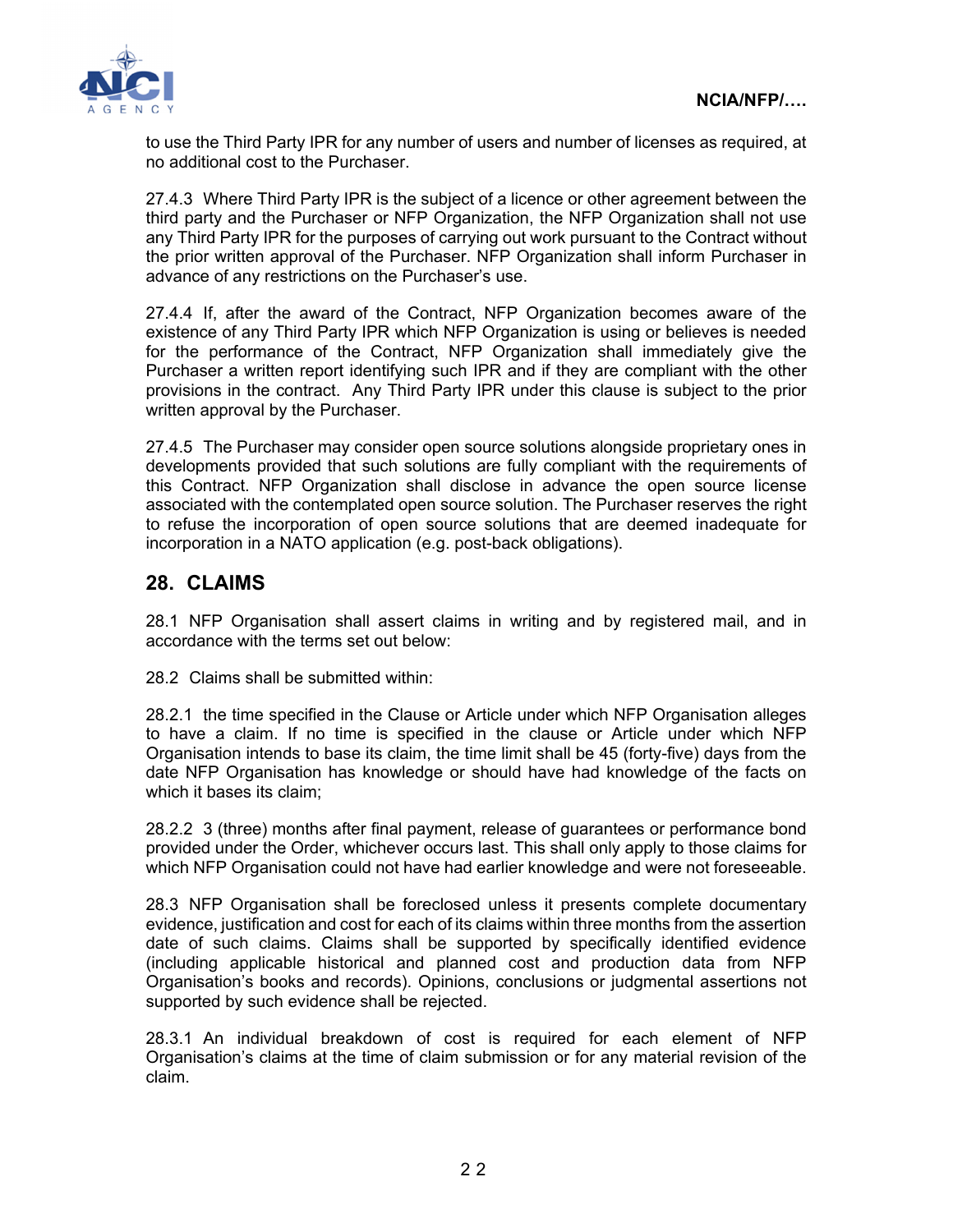to use the Third Party IPR for any number of users and number of licenses as required, at no additional cost to the Purchaser.

27.4.3 Where Third Party IPR is the subject of a licence or other agreement between the third party and the Purchaser or NFP Organization, the NFP Organization shall not use any Third Party IPR for the purposes of carrying out work pursuant to the Contract without the prior written approval of the Purchaser. NFP Organization shall inform Purchaser in advance of any restrictions on the Purchaser's use.

27.4.4 If, after the award of the Contract, NFP Organization becomes aware of the existence of any Third Party IPR which NFP Organization is using or believes is needed for the performance of the Contract, NFP Organization shall immediately give the Purchaser a written report identifying such IPR and if they are compliant with the other provisions in the contract. Any Third Party IPR under this clause is subject to the prior written approval by the Purchaser.

27.4.5 The Purchaser may consider open source solutions alongside proprietary ones in developments provided that such solutions are fully compliant with the requirements of this Contract. NFP Organization shall disclose in advance the open source license associated with the contemplated open source solution. The Purchaser reserves the right to refuse the incorporation of open source solutions that are deemed inadequate for incorporation in a NATO application (e.g. post-back obligations).

## 28. CLAIMS

28.1 NFP Organisation shall assert claims in writing and by registered mail, and in accordance with the terms set out below:

28.2 Claims shall be submitted within:

28.2.1 the time specified in the Clause or Article under which NFP Organisation alleges to have a claim. If no time is specified in the clause or Article under which NFP Organisation intends to base its claim, the time limit shall be 45 (forty-five) days from the date NFP Organisation has knowledge or should have had knowledge of the facts on which it bases its claim;

28.2.2 3 (three) months after final payment, release of guarantees or performance bond provided under the Order, whichever occurs last. This shall only apply to those claims for which NFP Organisation could not have had earlier knowledge and were not foreseeable.

28.3 NFP Organisation shall be foreclosed unless it presents complete documentary evidence, justification and cost for each of its claims within three months from the assertion date of such claims. Claims shall be supported by specifically identified evidence (including applicable historical and planned cost and production data from NFP Organisation's books and records). Opinions, conclusions or judgmental assertions not supported by such evidence shall be rejected.

28.3.1 An individual breakdown of cost is required for each element of NFP Organisation's claims at the time of claim submission or for any material revision of the claim.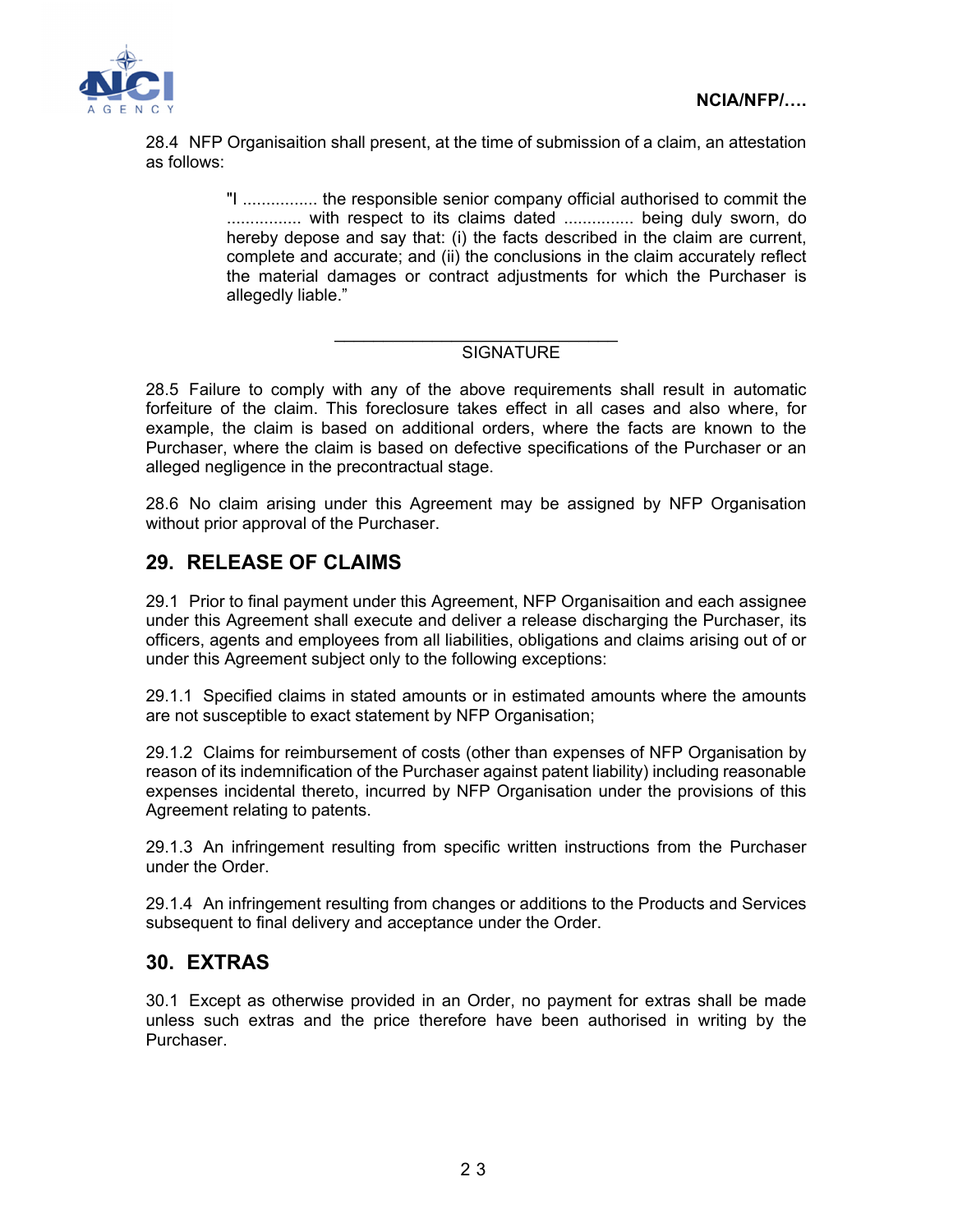28.4 NFP Organisaition shall present, at the time of submission of a claim, an attestation as follows:

> "I ................ the responsible senior company official authorised to commit the ................ with respect to its claims dated .............. being duly sworn, do hereby depose and say that: (i) the facts described in the claim are current, complete and accurate; and (ii) the conclusions in the claim accurately reflect the material damages or contract adjustments for which the Purchaser is allegedly liable."

\_\_\_\_\_\_\_\_\_\_\_\_\_\_\_\_\_\_\_\_\_\_\_\_\_\_\_\_\_\_

SIGNATURE

28.5 Failure to comply with any of the above requirements shall result in automatic forfeiture of the claim. This foreclosure takes effect in all cases and also where, for example, the claim is based on additional orders, where the facts are known to the Purchaser, where the claim is based on defective specifications of the Purchaser or an alleged negligence in the precontractual stage.

28.6 No claim arising under this Agreement may be assigned by NFP Organisation without prior approval of the Purchaser.

## 29. RELEASE OF CLAIMS

29.1 Prior to final payment under this Agreement, NFP Organisaition and each assignee under this Agreement shall execute and deliver a release discharging the Purchaser, its officers, agents and employees from all liabilities, obligations and claims arising out of or under this Agreement subject only to the following exceptions:

29.1.1 Specified claims in stated amounts or in estimated amounts where the amounts are not susceptible to exact statement by NFP Organisation;

29.1.2 Claims for reimbursement of costs (other than expenses of NFP Organisation by reason of its indemnification of the Purchaser against patent liability) including reasonable expenses incidental thereto, incurred by NFP Organisation under the provisions of this Agreement relating to patents.

29.1.3 An infringement resulting from specific written instructions from the Purchaser under the Order.

29.1.4 An infringement resulting from changes or additions to the Products and Services subsequent to final delivery and acceptance under the Order.

## 30. EXTRAS

30.1 Except as otherwise provided in an Order, no payment for extras shall be made unless such extras and the price therefore have been authorised in writing by the Purchaser.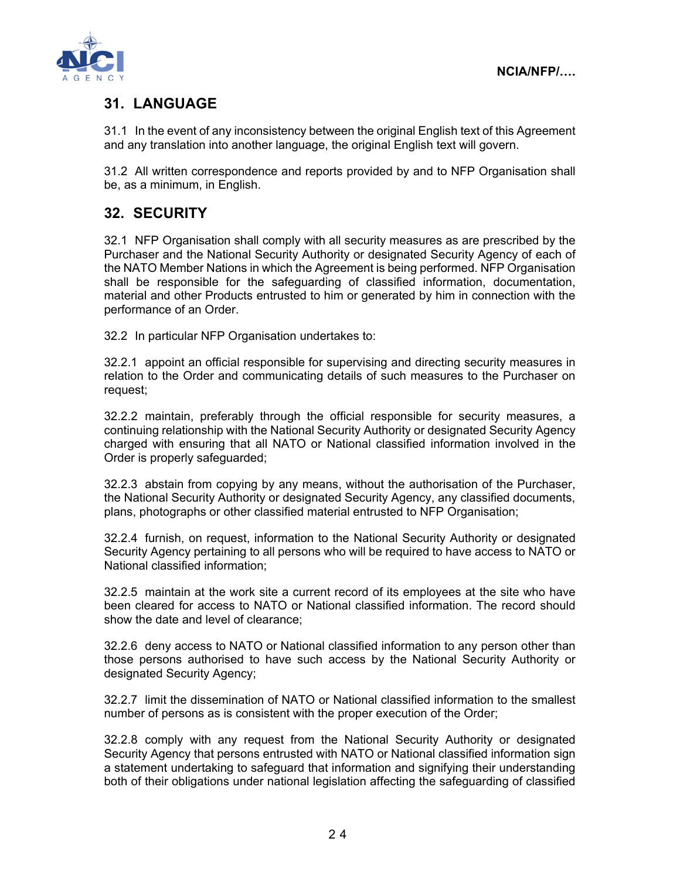## 31. LANGUAGE

31.1 In the event of any inconsistency between the original English text of this Agreement and any translation into another language, the original English text will govern.

31.2 All written correspondence and reports provided by and to NFP Organisation shall be, as a minimum, in English.

## 32. SECURITY

32.1 NFP Organisation shall comply with all security measures as are prescribed by the Purchaser and the National Security Authority or designated Security Agency of each of the NATO Member Nations in which the Agreement is being performed. NFP Organisation shall be responsible for the safeguarding of classified information, documentation, material and other Products entrusted to him or generated by him in connection with the performance of an Order.

32.2 In particular NFP Organisation undertakes to:

32.2.1 appoint an official responsible for supervising and directing security measures in relation to the Order and communicating details of such measures to the Purchaser on request;

32.2.2 maintain, preferably through the official responsible for security measures, a continuing relationship with the National Security Authority or designated Security Agency charged with ensuring that all NATO or National classified information involved in the Order is properly safeguarded;

32.2.3 abstain from copying by any means, without the authorisation of the Purchaser, the National Security Authority or designated Security Agency, any classified documents, plans, photographs or other classified material entrusted to NFP Organisation;

32.2.4 furnish, on request, information to the National Security Authority or designated Security Agency pertaining to all persons who will be required to have access to NATO or National classified information;

32.2.5 maintain at the work site a current record of its employees at the site who have been cleared for access to NATO or National classified information. The record should show the date and level of clearance;

32.2.6 deny access to NATO or National classified information to any person other than those persons authorised to have such access by the National Security Authority or designated Security Agency;

32.2.7 limit the dissemination of NATO or National classified information to the smallest number of persons as is consistent with the proper execution of the Order;

32.2.8 comply with any request from the National Security Authority or designated Security Agency that persons entrusted with NATO or National classified information sign a statement undertaking to safeguard that information and signifying their understanding both of their obligations under national legislation affecting the safeguarding of classified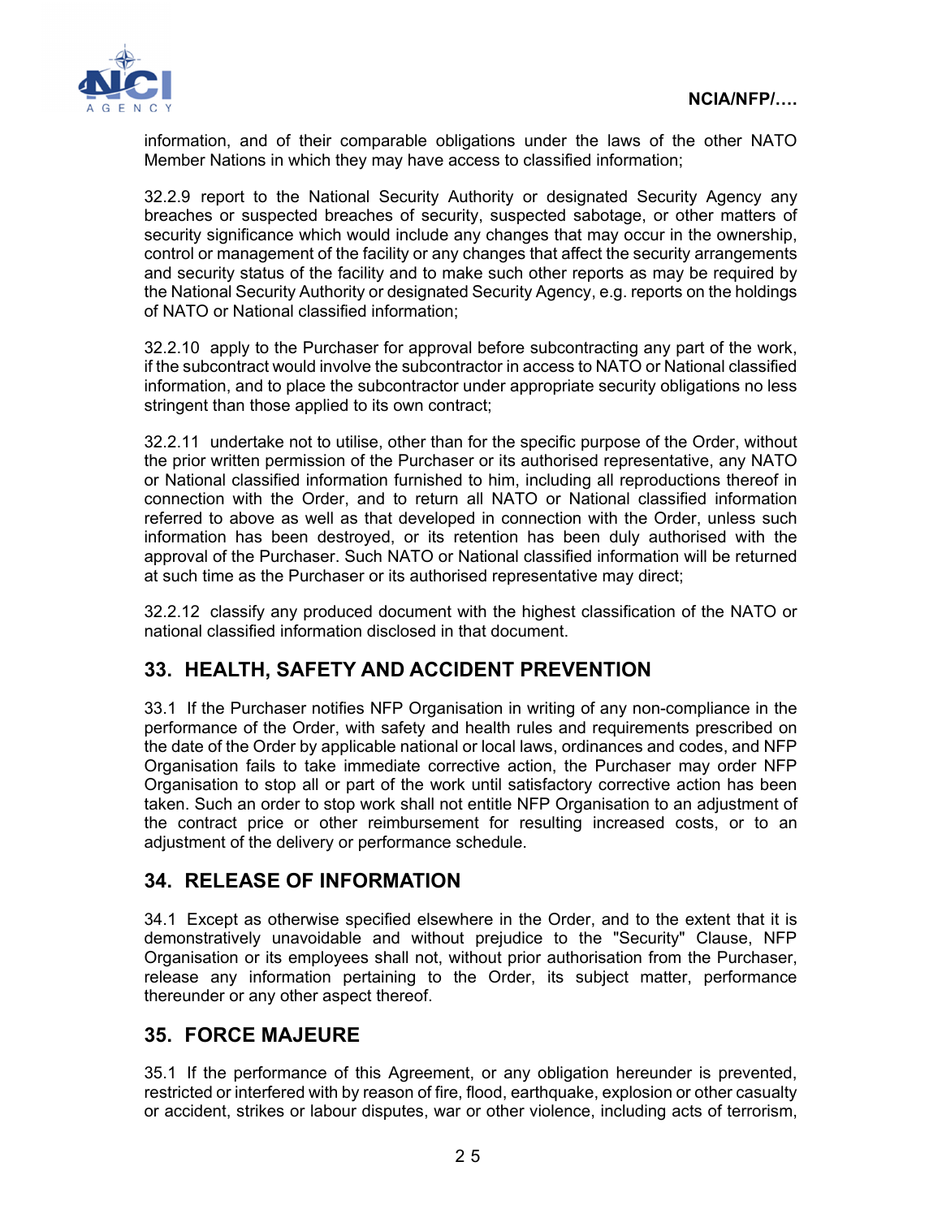information, and of their comparable obligations under the laws of the other NATO Member Nations in which they may have access to classified information;

32.2.9 report to the National Security Authority or designated Security Agency any breaches or suspected breaches of security, suspected sabotage, or other matters of security significance which would include any changes that may occur in the ownership, control or management of the facility or any changes that affect the security arrangements and security status of the facility and to make such other reports as may be required by the National Security Authority or designated Security Agency, e.g. reports on the holdings of NATO or National classified information;

32.2.10 apply to the Purchaser for approval before subcontracting any part of the work, if the subcontract would involve the subcontractor in access to NATO or National classified information, and to place the subcontractor under appropriate security obligations no less stringent than those applied to its own contract;

32.2.11 undertake not to utilise, other than for the specific purpose of the Order, without the prior written permission of the Purchaser or its authorised representative, any NATO or National classified information furnished to him, including all reproductions thereof in connection with the Order, and to return all NATO or National classified information referred to above as well as that developed in connection with the Order, unless such information has been destroyed, or its retention has been duly authorised with the approval of the Purchaser. Such NATO or National classified information will be returned at such time as the Purchaser or its authorised representative may direct;

32.2.12 classify any produced document with the highest classification of the NATO or national classified information disclosed in that document.

## 33. HEALTH, SAFETY AND ACCIDENT PREVENTION

33.1 If the Purchaser notifies NFP Organisation in writing of any non-compliance in the performance of the Order, with safety and health rules and requirements prescribed on the date of the Order by applicable national or local laws, ordinances and codes, and NFP Organisation fails to take immediate corrective action, the Purchaser may order NFP Organisation to stop all or part of the work until satisfactory corrective action has been taken. Such an order to stop work shall not entitle NFP Organisation to an adjustment of the contract price or other reimbursement for resulting increased costs, or to an adjustment of the delivery or performance schedule.

## 34. RELEASE OF INFORMATION

34.1 Except as otherwise specified elsewhere in the Order, and to the extent that it is demonstratively unavoidable and without prejudice to the "Security" Clause, NFP Organisation or its employees shall not, without prior authorisation from the Purchaser, release any information pertaining to the Order, its subject matter, performance thereunder or any other aspect thereof.

## 35. FORCE MAJEURE

35.1 If the performance of this Agreement, or any obligation hereunder is prevented, restricted or interfered with by reason of fire, flood, earthquake, explosion or other casualty or accident, strikes or labour disputes, war or other violence, including acts of terrorism,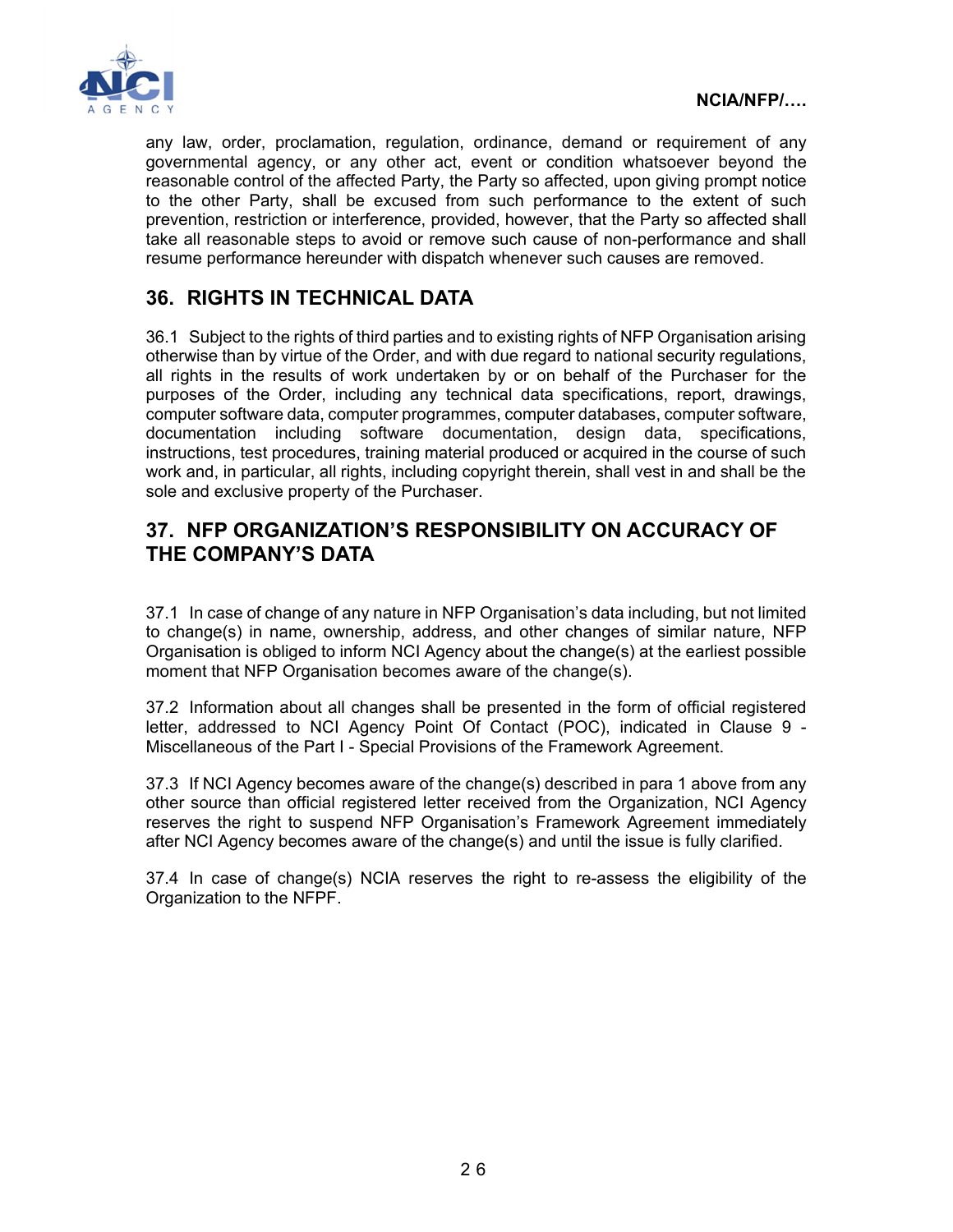any law, order, proclamation, regulation, ordinance, demand or requirement of any governmental agency, or any other act, event or condition whatsoever beyond the reasonable control of the affected Party, the Party so affected, upon giving prompt notice to the other Party, shall be excused from such performance to the extent of such prevention, restriction or interference, provided, however, that the Party so affected shall take all reasonable steps to avoid or remove such cause of non-performance and shall resume performance hereunder with dispatch whenever such causes are removed.

## 36. RIGHTS IN TECHNICAL DATA

36.1 Subject to the rights of third parties and to existing rights of NFP Organisation arising otherwise than by virtue of the Order, and with due regard to national security regulations, all rights in the results of work undertaken by or on behalf of the Purchaser for the purposes of the Order, including any technical data specifications, report, drawings, computer software data, computer programmes, computer databases, computer software, documentation including software documentation, design data, specifications, instructions, test procedures, training material produced or acquired in the course of such work and, in particular, all rights, including copyright therein, shall vest in and shall be the sole and exclusive property of the Purchaser.

## 37. NFP ORGANIZATION'S RESPONSIBILITY ON ACCURACY OF THE COMPANY'S DATA

37.1 In case of change of any nature in NFP Organisation's data including, but not limited to change(s) in name, ownership, address, and other changes of similar nature, NFP Organisation is obliged to inform NCI Agency about the change(s) at the earliest possible moment that NFP Organisation becomes aware of the change(s).

37.2 Information about all changes shall be presented in the form of official registered letter, addressed to NCI Agency Point Of Contact (POC), indicated in Clause 9 - Miscellaneous of the Part I - Special Provisions of the Framework Agreement.

37.3 If NCI Agency becomes aware of the change(s) described in para 1 above from any other source than official registered letter received from the Organization, NCI Agency reserves the right to suspend NFP Organisation's Framework Agreement immediately after NCI Agency becomes aware of the change(s) and until the issue is fully clarified.

37.4 In case of change(s) NCIA reserves the right to re-assess the eligibility of the Organization to the NFPF.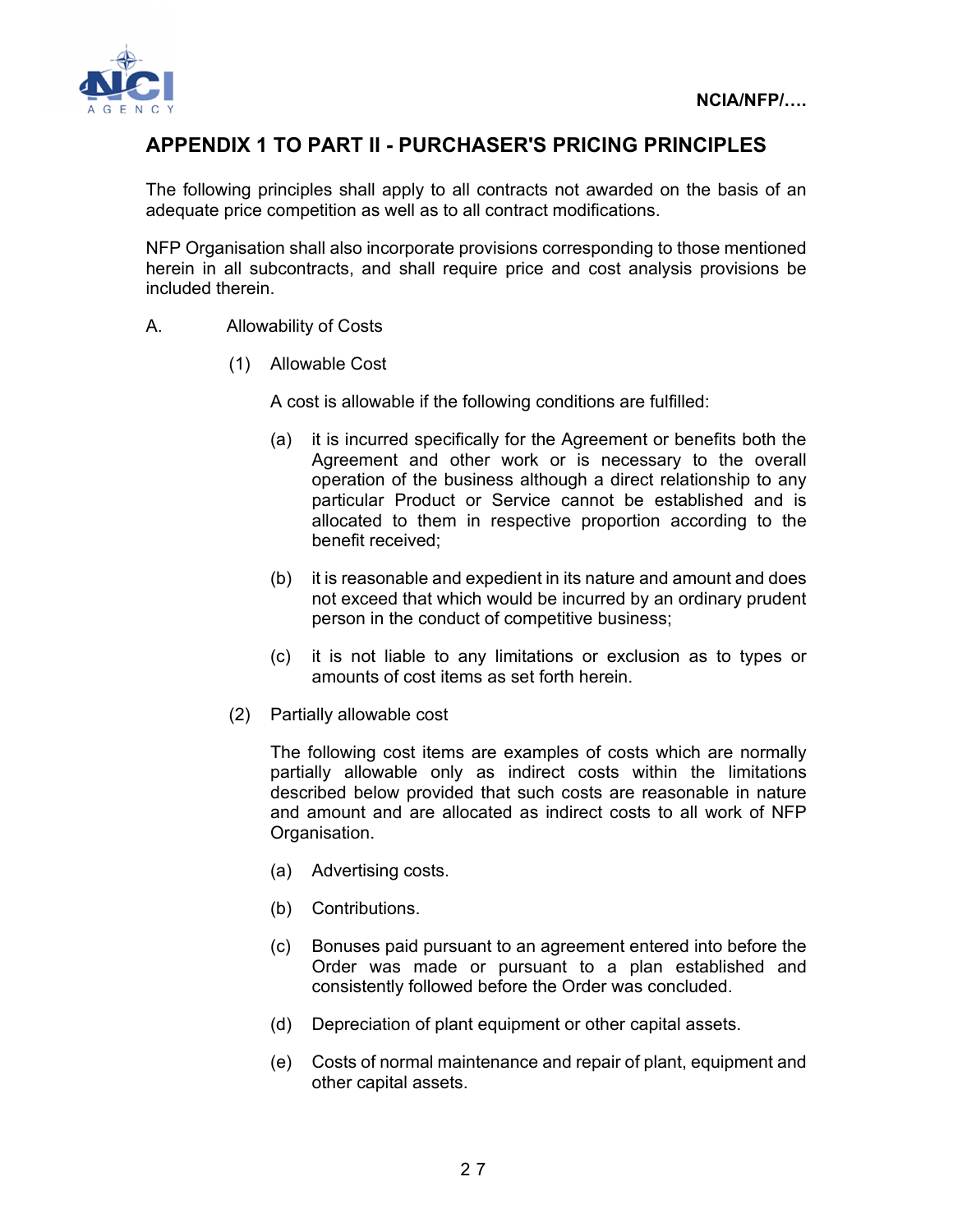## APPENDIX 1 TO PART II - PURCHASER'S PRICING PRINCIPLES

The following principles shall apply to all contracts not awarded on the basis of an adequate price competition as well as to all contract modifications.

NFP Organisation shall also incorporate provisions corresponding to those mentioned herein in all subcontracts, and shall require price and cost analysis provisions be included therein.

A. Allowability of Costs

(1) Allowable Cost

A cost is allowable if the following conditions are fulfilled:

(a) it is incurred specifically for the Agreement or benefits both the Agreement and other work or is necessary to the overall operation of the business although a direct relationship to any particular Product or Service cannot be established and is allocated to them in respective proportion according to the benefit received;

(b) it is reasonable and expedient in its nature and amount and does not exceed that which would be incurred by an ordinary prudent person in the conduct of competitive business;

(c) it is not liable to any limitations or exclusion as to types or amounts of cost items as set forth herein.

(2) Partially allowable cost

The following cost items are examples of costs which are normally partially allowable only as indirect costs within the limitations described below provided that such costs are reasonable in nature and amount and are allocated as indirect costs to all work of NFP Organisation.

(a) Advertising costs.

(b) Contributions.

(c) Bonuses paid pursuant to an agreement entered into before the Order was made or pursuant to a plan established and consistently followed before the Order was concluded.

(d) Depreciation of plant equipment or other capital assets.

(e) Costs of normal maintenance and repair of plant, equipment and other capital assets.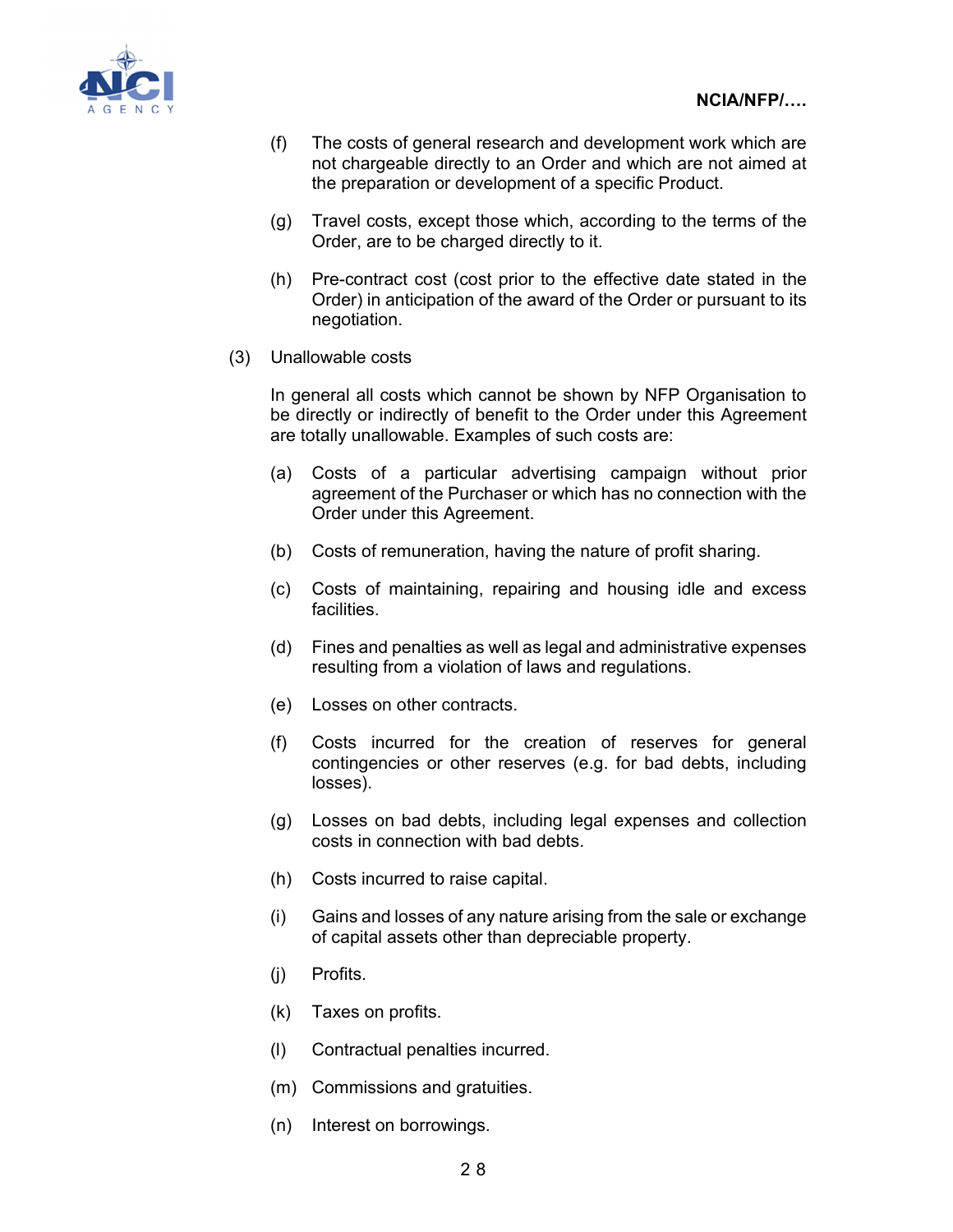(f) The costs of general research and development work which are not chargeable directly to an Order and which are not aimed at the preparation or development of a specific Product.

(g) Travel costs, except those which, according to the terms of the Order, are to be charged directly to it.

(h) Pre-contract cost (cost prior to the effective date stated in the Order) in anticipation of the award of the Order or pursuant to its negotiation.

(3) Unallowable costs

In general all costs which cannot be shown by NFP Organisation to be directly or indirectly of benefit to the Order under this Agreement are totally unallowable. Examples of such costs are:

(a) Costs of a particular advertising campaign without prior agreement of the Purchaser or which has no connection with the Order under this Agreement.

(b) Costs of remuneration, having the nature of profit sharing.

(c) Costs of maintaining, repairing and housing idle and excess facilities.

(d) Fines and penalties as well as legal and administrative expenses resulting from a violation of laws and regulations.

(e) Losses on other contracts.

(f) Costs incurred for the creation of reserves for general contingencies or other reserves (e.g. for bad debts, including losses).

(g) Losses on bad debts, including legal expenses and collection costs in connection with bad debts.

(h) Costs incurred to raise capital.

(i) Gains and losses of any nature arising from the sale or exchange of capital assets other than depreciable property.

(j) Profits.

(k) Taxes on profits.

(l) Contractual penalties incurred.

(m) Commissions and gratuities.

(n) Interest on borrowings.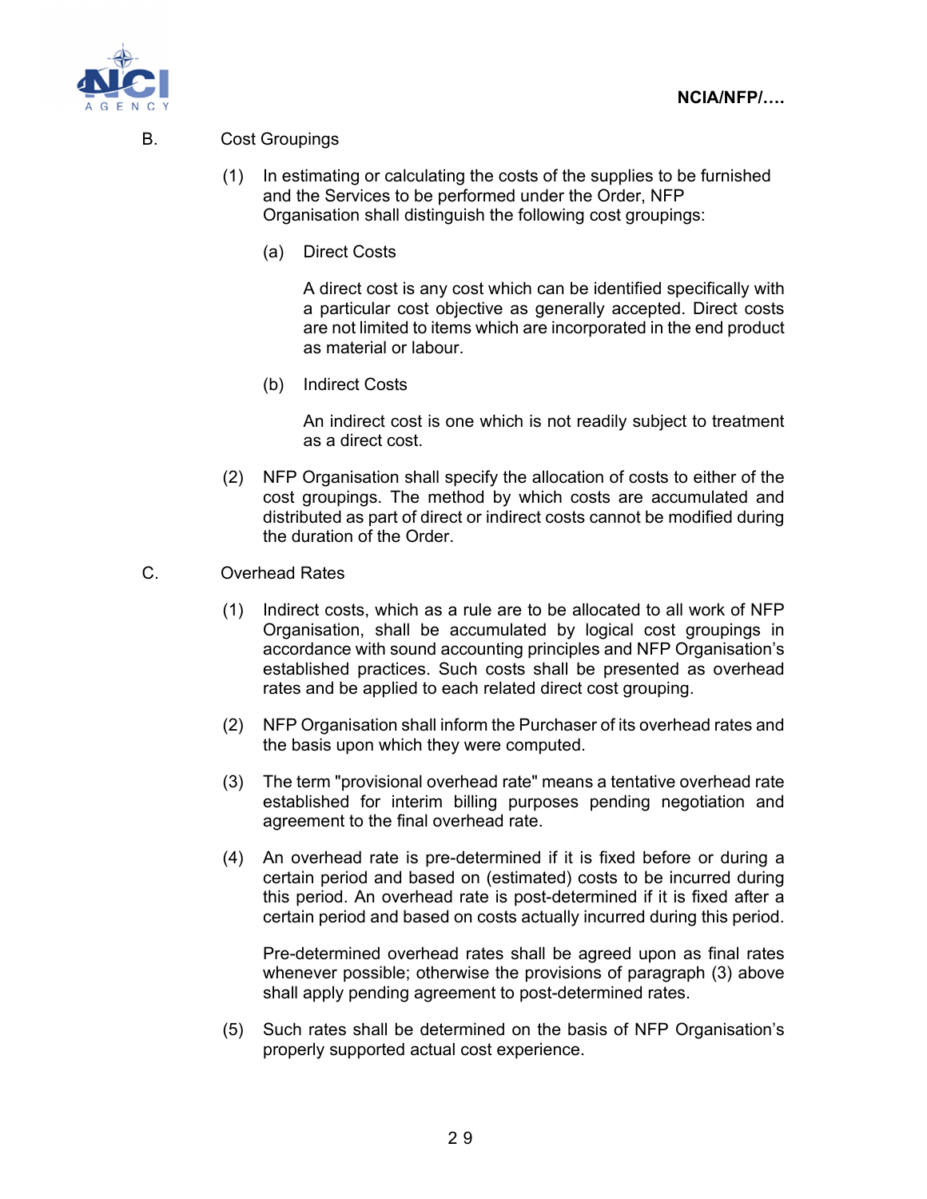B. Cost Groupings

(1) In estimating or calculating the costs of the supplies to be furnished and the Services to be performed under the Order, NFP Organisation shall distinguish the following cost groupings:

(a) Direct Costs

A direct cost is any cost which can be identified specifically with a particular cost objective as generally accepted. Direct costs are not limited to items which are incorporated in the end product as material or labour.

(b) Indirect Costs

An indirect cost is one which is not readily subject to treatment as a direct cost.

(2) NFP Organisation shall specify the allocation of costs to either of the cost groupings. The method by which costs are accumulated and distributed as part of direct or indirect costs cannot be modified during the duration of the Order.

C. Overhead Rates

(1) Indirect costs, which as a rule are to be allocated to all work of NFP Organisation, shall be accumulated by logical cost groupings in accordance with sound accounting principles and NFP Organisation's established practices. Such costs shall be presented as overhead rates and be applied to each related direct cost grouping.

(2) NFP Organisation shall inform the Purchaser of its overhead rates and the basis upon which they were computed.

(3) The term "provisional overhead rate" means a tentative overhead rate established for interim billing purposes pending negotiation and agreement to the final overhead rate.

(4) An overhead rate is pre-determined if it is fixed before or during a certain period and based on (estimated) costs to be incurred during this period. An overhead rate is post-determined if it is fixed after a certain period and based on costs actually incurred during this period.

Pre-determined overhead rates shall be agreed upon as final rates whenever possible; otherwise the provisions of paragraph (3) above shall apply pending agreement to post-determined rates.

(5) Such rates shall be determined on the basis of NFP Organisation's properly supported actual cost experience.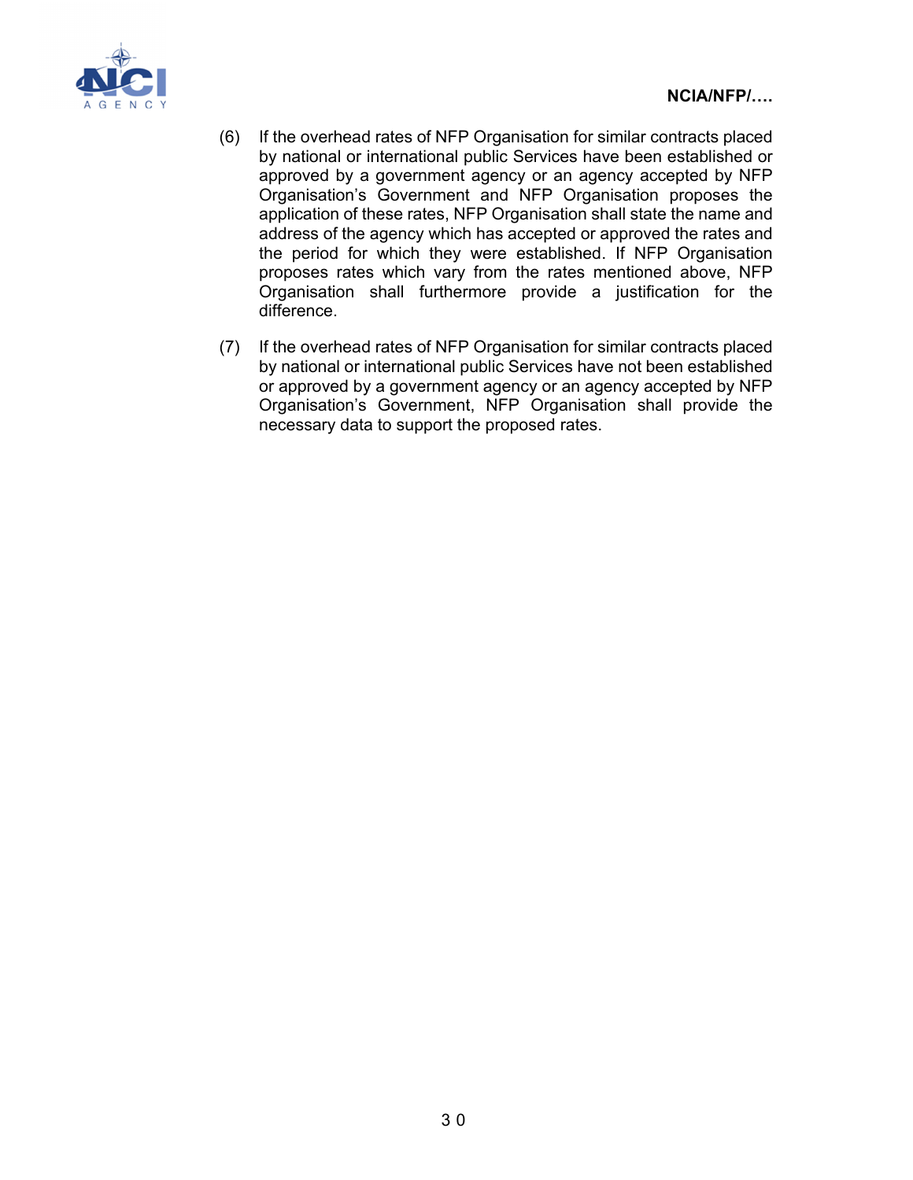(6) If the overhead rates of NFP Organisation for similar contracts placed by national or international public Services have been established or approved by a government agency or an agency accepted by NFP Organisation's Government and NFP Organisation proposes the application of these rates, NFP Organisation shall state the name and address of the agency which has accepted or approved the rates and the period for which they were established. If NFP Organisation proposes rates which vary from the rates mentioned above, NFP Organisation shall furthermore provide a justification for the difference.

(7) If the overhead rates of NFP Organisation for similar contracts placed by national or international public Services have not been established or approved by a government agency or an agency accepted by NFP Organisation's Government, NFP Organisation shall provide the necessary data to support the proposed rates.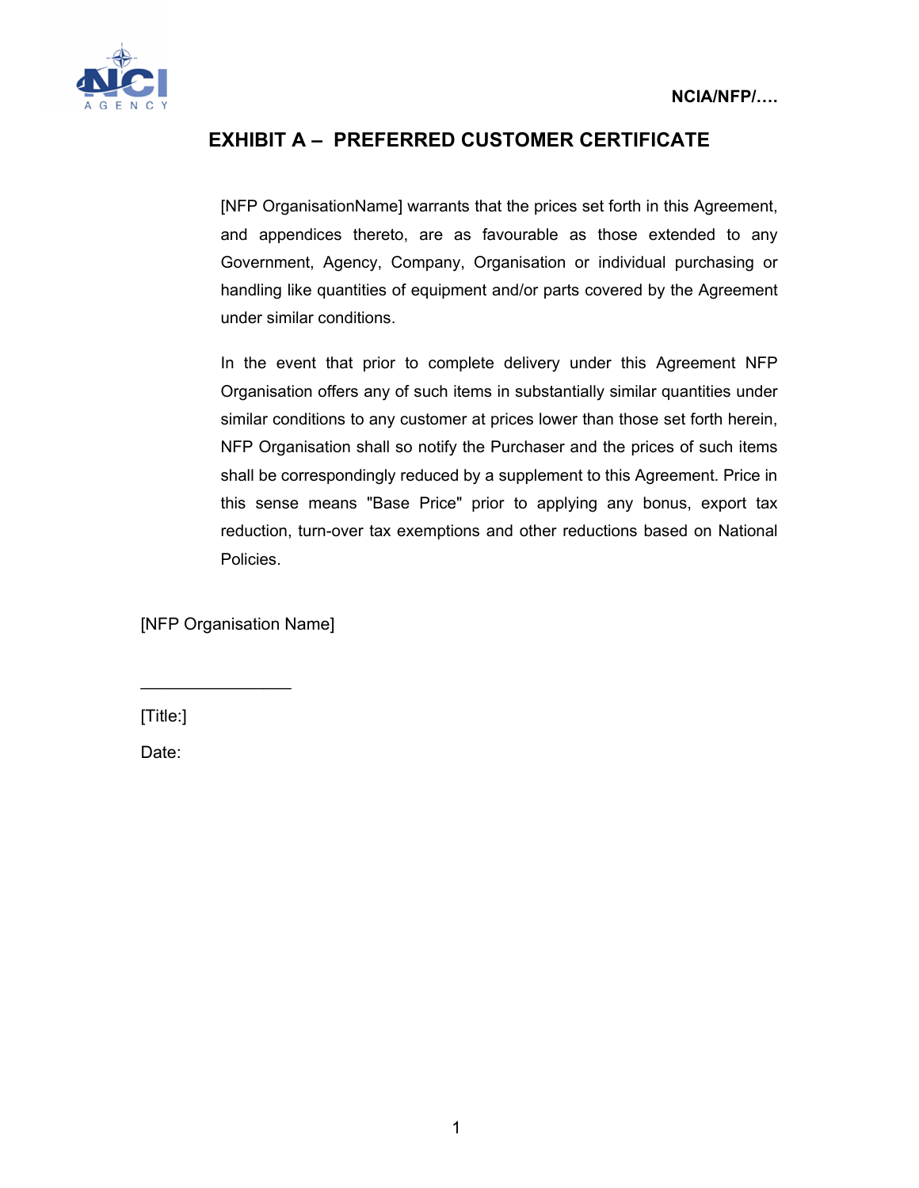NCIA/NFP/….

# EXHIBIT A – PREFERRED CUSTOMER CERTIFICATE

[NFP OrganisationName] warrants that the prices set forth in this Agreement, and appendices thereto, are as favourable as those extended to any Government, Agency, Company, Organisation or individual purchasing or handling like quantities of equipment and/or parts covered by the Agreement under similar conditions.

In the event that prior to complete delivery under this Agreement NFP Organisation offers any of such items in substantially similar quantities under similar conditions to any customer at prices lower than those set forth herein, NFP Organisation shall so notify the Purchaser and the prices of such items shall be correspondingly reduced by a supplement to this Agreement. Price in this sense means "Base Price" prior to applying any bonus, export tax reduction, turn-over tax exemptions and other reductions based on National Policies.

[NFP Organisation Name]

________________

[Title:]

Date: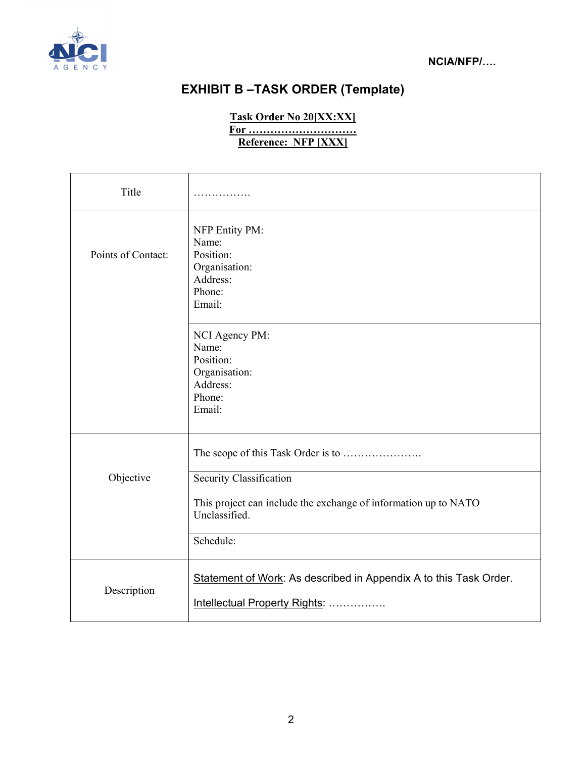NCIA/NFP/….

# EXHIBIT B –TASK ORDER (Template)

**Task Order No 20[XX:XX]**
**For …………………………**
**Reference: NFP [XXX]**

| | |
|---|---|
| Title | ……………. |
| Points of Contact: | NFP Entity PM:<br>Name:<br>Position:<br>Organisation:<br>Address:<br>Phone:<br>Email: |
| | NCI Agency PM:<br>Name:<br>Position:<br>Organisation:<br>Address:<br>Phone:<br>Email: |
| Objective | The scope of this Task Order is to …………………. |
| | Security Classification<br><br>This project can include the exchange of information up to NATO Unclassified. |
| | Schedule: |
| Description | Statement of Work: As described in Appendix A to this Task Order.<br><br>Intellectual Property Rights: ……………. |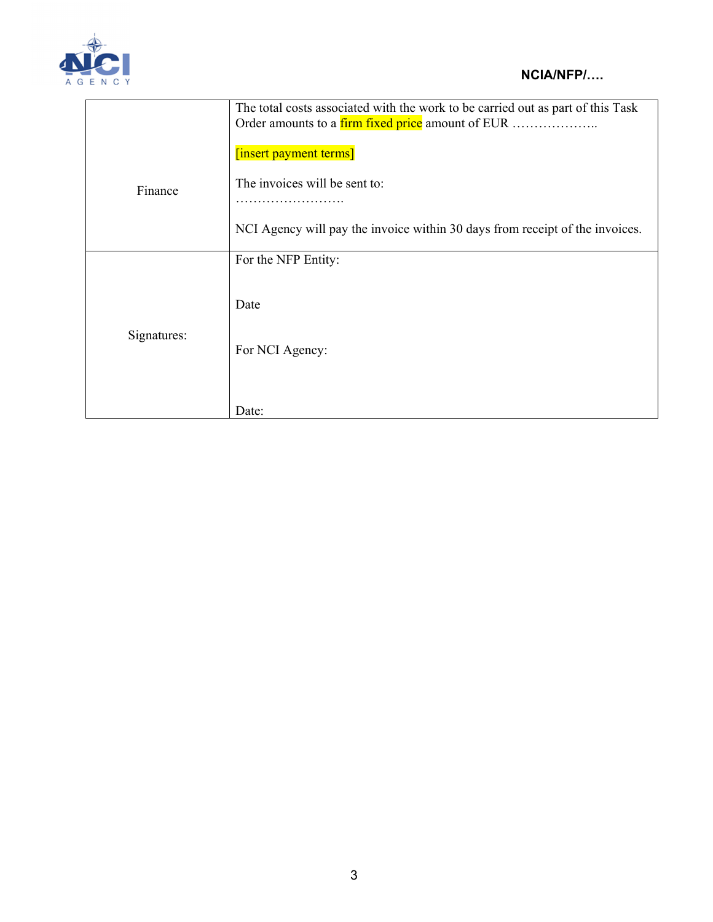| | |
|---|---|
| Finance | The total costs associated with the work to be carried out as part of this Task Order amounts to a firm fixed price amount of EUR ……………….. <br><br> [insert payment terms] <br><br> The invoices will be sent to: <br> ……………………. <br><br> NCI Agency will pay the invoice within 30 days from receipt of the invoices. |
| Signatures: | For the NFP Entity: <br><br><br> Date <br><br><br> For NCI Agency: <br><br><br><br> Date: |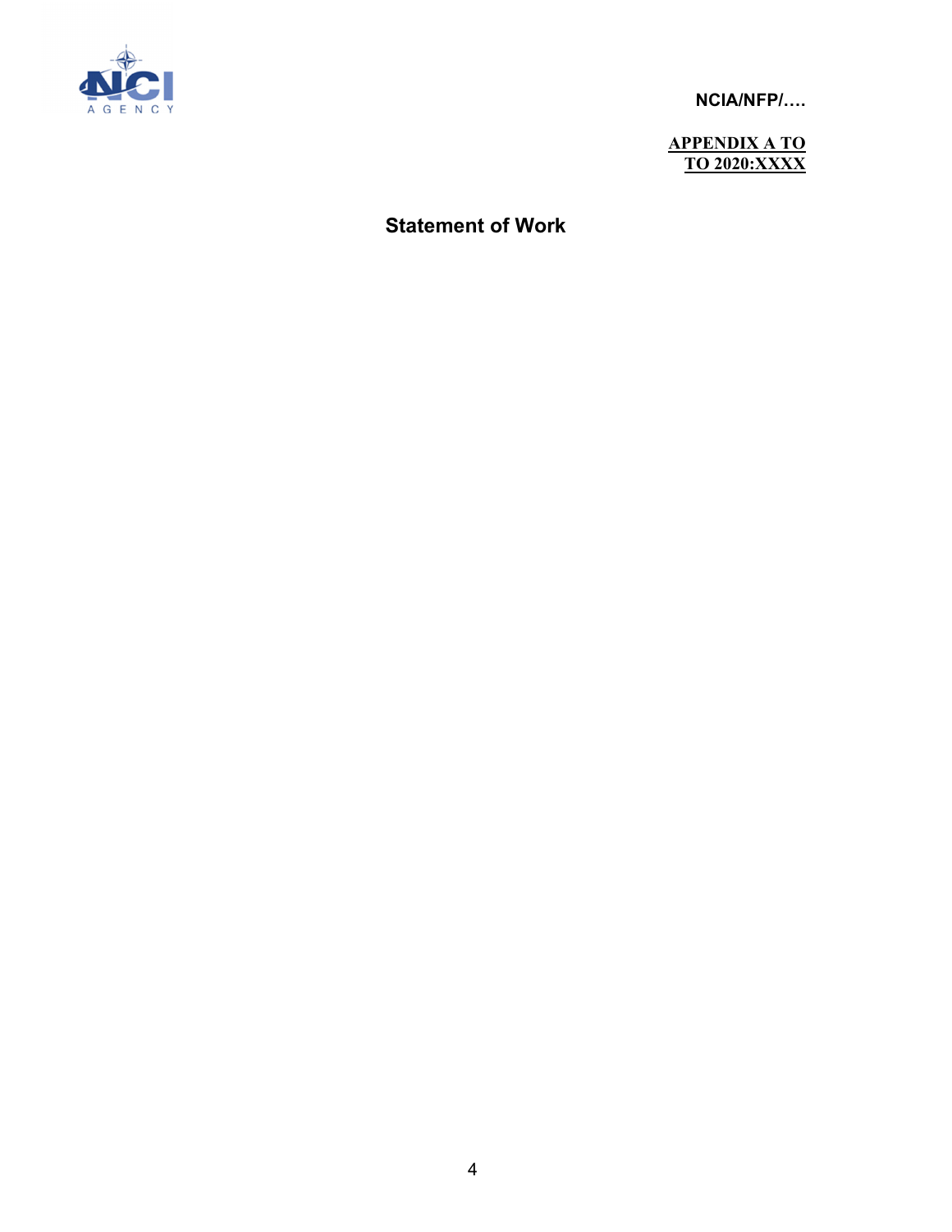NCIA/NFP/….

**APPENDIX A TO**
**TO 2020:XXXX**

# Statement of Work